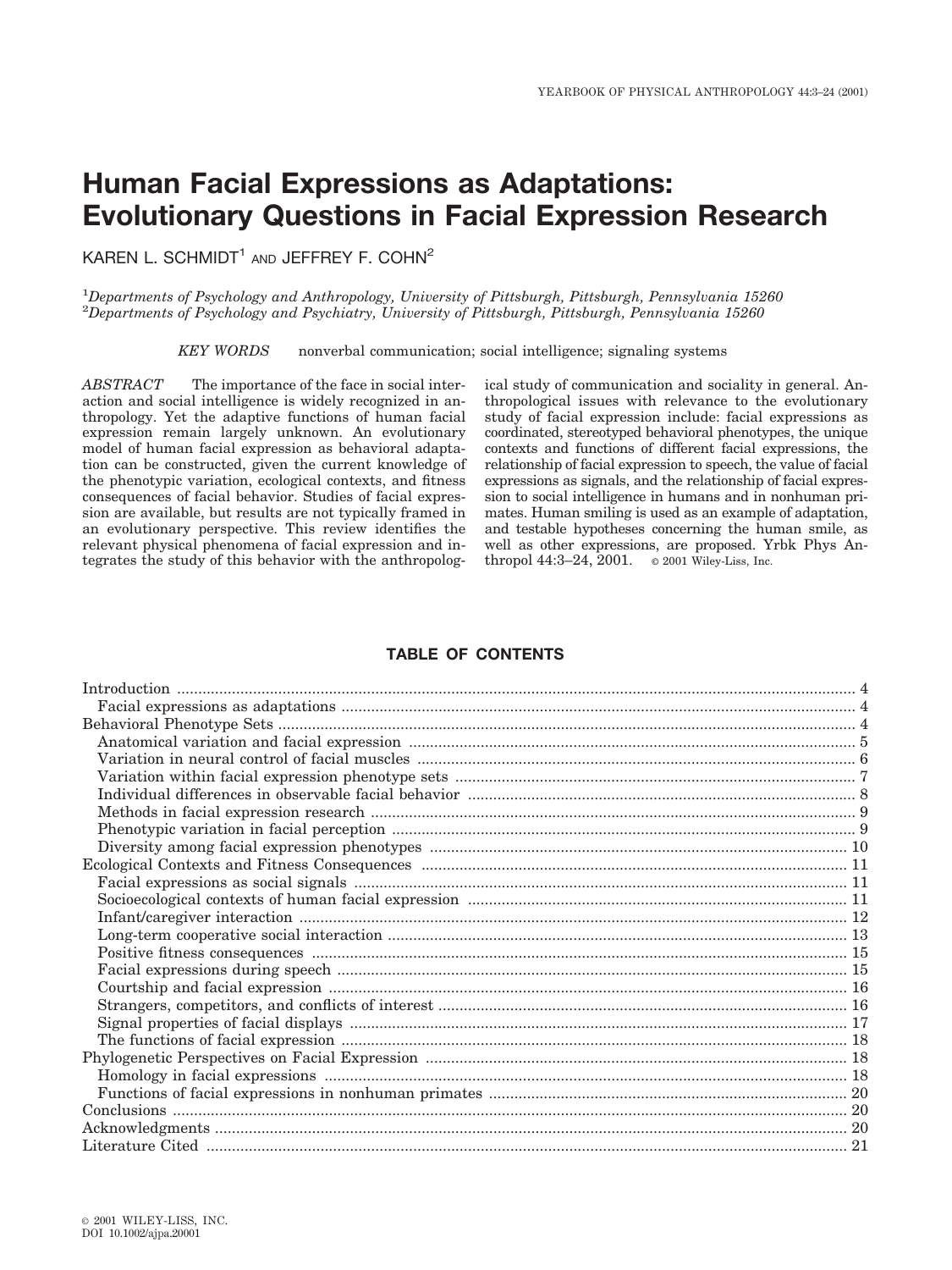# Human Facial Expressions as Adaptations: Evolutionary Questions in Facial Expression Research

KAREN L. SCHMIDT[1] AND JEFFREY F. COHN[2]

[1]*Departments of Psychology and Anthropology, University of Pittsburgh, Pittsburgh, Pennsylvania 15260*
[2]*Departments of Psychology and Psychiatry, University of Pittsburgh, Pittsburgh, Pennsylvania 15260*

*KEY WORDS* nonverbal communication; social intelligence; signaling systems

*ABSTRACT* The importance of the face in social interaction and social intelligence is widely recognized in anthropology. Yet the adaptive functions of human facial expression remain largely unknown. An evolutionary model of human facial expression as behavioral adaptation can be constructed, given the current knowledge of the phenotypic variation, ecological contexts, and fitness consequences of facial behavior. Studies of facial expression are available, but results are not typically framed in an evolutionary perspective. This review identifies the relevant physical phenomena of facial expression and integrates the study of this behavior with the anthropological study of communication and sociality in general. Anthropological issues with relevance to the evolutionary study of facial expression include: facial expressions as coordinated, stereotyped behavioral phenotypes, the unique contexts and functions of different facial expressions, the relationship of facial expression to speech, the value of facial expressions as signals, and the relationship of facial expression to social intelligence in humans and in nonhuman primates. Human smiling is used as an example of adaptation, and testable hypotheses concerning the human smile, as well as other expressions, are proposed. Yrbk Phys Anthropol 44:3–24, 2001. © 2001 Wiley-Liss, Inc.

## TABLE OF CONTENTS

- Introduction ... 4
  - Facial expressions as adaptations ... 4
- Behavioral Phenotype Sets ... 4
  - Anatomical variation and facial expression ... 5
  - Variation in neural control of facial muscles ... 6
  - Variation within facial expression phenotype sets ... 7
  - Individual differences in observable facial behavior ... 8
  - Methods in facial expression research ... 9
  - Phenotypic variation in facial perception ... 9
  - Diversity among facial expression phenotypes ... 10
- Ecological Contexts and Fitness Consequences ... 11
  - Facial expressions as social signals ... 11
  - Socioecological contexts of human facial expression ... 11
  - Infant/caregiver interaction ... 12
  - Long-term cooperative social interaction ... 13
  - Positive fitness consequences ... 15
  - Facial expressions during speech ... 15
  - Courtship and facial expression ... 16
  - Strangers, competitors, and conflicts of interest ... 16
  - Signal properties of facial displays ... 17
  - The functions of facial expression ... 18
- Phylogenetic Perspectives on Facial Expression ... 18
  - Homology in facial expressions ... 18
  - Functions of facial expressions in nonhuman primates ... 20
- Conclusions ... 20
- Acknowledgments ... 20
- Literature Cited ... 21

© 2001 WILEY-LISS, INC.
DOI 10.1002/ajpa.20001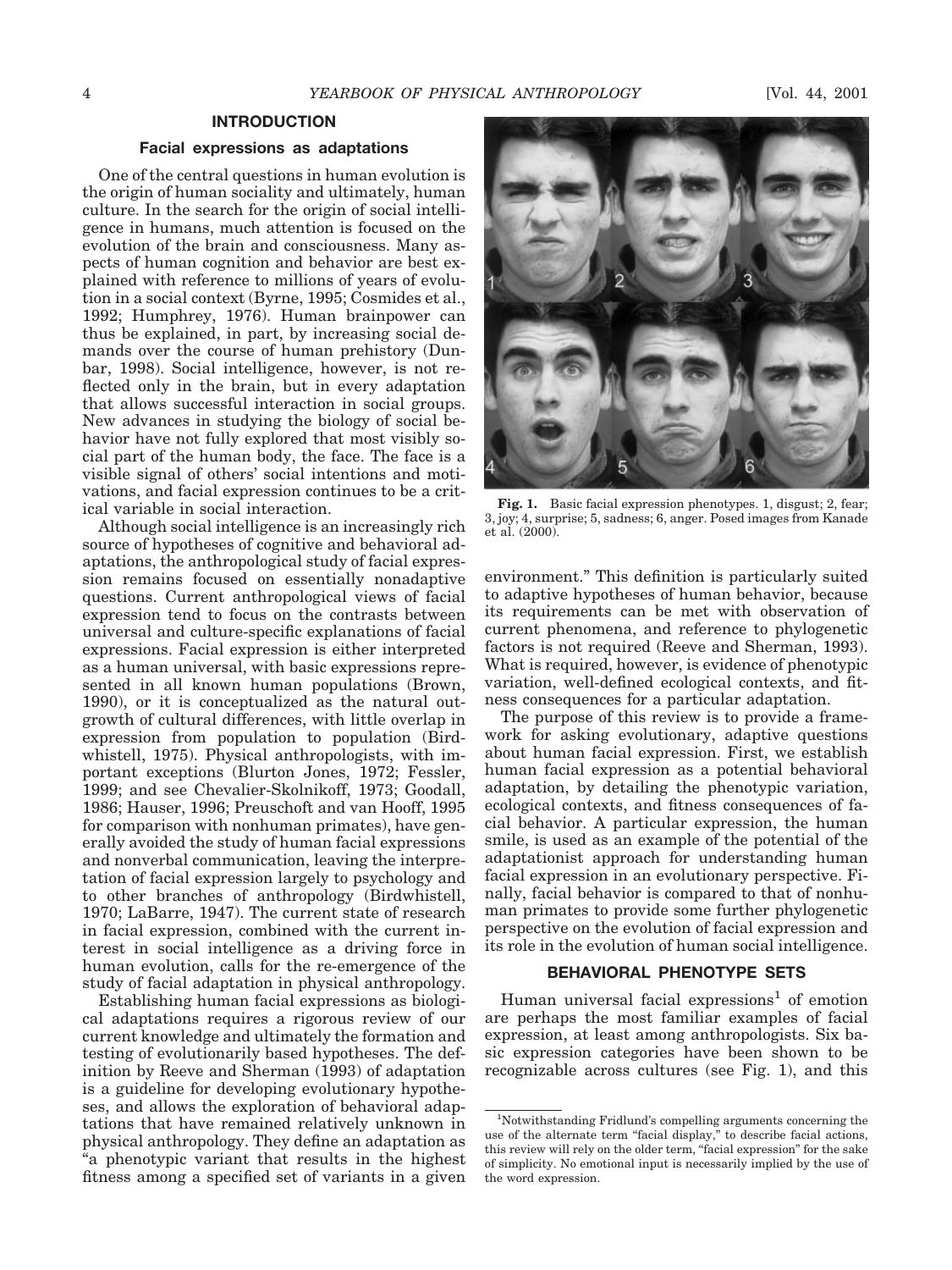## INTRODUCTION

### Facial expressions as adaptations

One of the central questions in human evolution is the origin of human sociality and ultimately, human culture. In the search for the origin of social intelligence in humans, much attention is focused on the evolution of the brain and consciousness. Many aspects of human cognition and behavior are best explained with reference to millions of years of evolution in a social context (Byrne, 1995; Cosmides et al., 1992; Humphrey, 1976). Human brainpower can thus be explained, in part, by increasing social demands over the course of human prehistory (Dunbar, 1998). Social intelligence, however, is not reflected only in the brain, but in every adaptation that allows successful interaction in social groups. New advances in studying the biology of social behavior have not fully explored that most visibly social part of the human body, the face. The face is a visible signal of others' social intentions and motivations, and facial expression continues to be a critical variable in social interaction.

Although social intelligence is an increasingly rich source of hypotheses of cognitive and behavioral adaptations, the anthropological study of facial expression remains focused on essentially nonadaptive questions. Current anthropological views of facial expression tend to focus on the contrasts between universal and culture-specific explanations of facial expressions. Facial expression is either interpreted as a human universal, with basic expressions represented in all known human populations (Brown, 1990), or it is conceptualized as the natural outgrowth of cultural differences, with little overlap in expression from population to population (Birdwhistell, 1975). Physical anthropologists, with important exceptions (Blurton Jones, 1972; Fessler, 1999; and see Chevalier-Skolnikoff, 1973; Goodall, 1986; Hauser, 1996; Preuschoft and van Hooff, 1995 for comparison with nonhuman primates), have generally avoided the study of human facial expressions and nonverbal communication, leaving the interpretation of facial expression largely to psychology and to other branches of anthropology (Birdwhistell, 1970; LaBarre, 1947). The current state of research in facial expression, combined with the current interest in social intelligence as a driving force in human evolution, calls for the re-emergence of the study of facial adaptation in physical anthropology.

Establishing human facial expressions as biological adaptations requires a rigorous review of our current knowledge and ultimately the formation and testing of evolutionarily based hypotheses. The definition by Reeve and Sherman (1993) of adaptation is a guideline for developing evolutionary hypotheses, and allows the exploration of behavioral adaptations that have remained relatively unknown in physical anthropology. They define an adaptation as "a phenotypic variant that results in the highest fitness among a specified set of variants in a given environment." This definition is particularly suited to adaptive hypotheses of human behavior, because its requirements can be met with observation of current phenomena, and reference to phylogenetic factors is not required (Reeve and Sherman, 1993). What is required, however, is evidence of phenotypic variation, well-defined ecological contexts, and fitness consequences for a particular adaptation.

**Fig. 1.** Basic facial expression phenotypes. 1, disgust; 2, fear; 3, joy; 4, surprise; 5, sadness; 6, anger. Posed images from Kanade et al. (2000).

The purpose of this review is to provide a framework for asking evolutionary, adaptive questions about human facial expression. First, we establish human facial expression as a potential behavioral adaptation, by detailing the phenotypic variation, ecological contexts, and fitness consequences of facial behavior. A particular expression, the human smile, is used as an example of the potential of the adaptationist approach for understanding human facial expression in an evolutionary perspective. Finally, facial behavior is compared to that of nonhuman primates to provide some further phylogenetic perspective on the evolution of facial expression and its role in the evolution of human social intelligence.

## BEHAVIORAL PHENOTYPE SETS

Human universal facial expressions[1] of emotion are perhaps the most familiar examples of facial expression, at least among anthropologists. Six basic expression categories have been shown to be recognizable across cultures (see Fig. 1), and this

[1]Notwithstanding Fridlund's compelling arguments concerning the use of the alternate term "facial display," to describe facial actions, this review will rely on the older term, "facial expression" for the sake of simplicity. No emotional input is necessarily implied by the use of the word expression.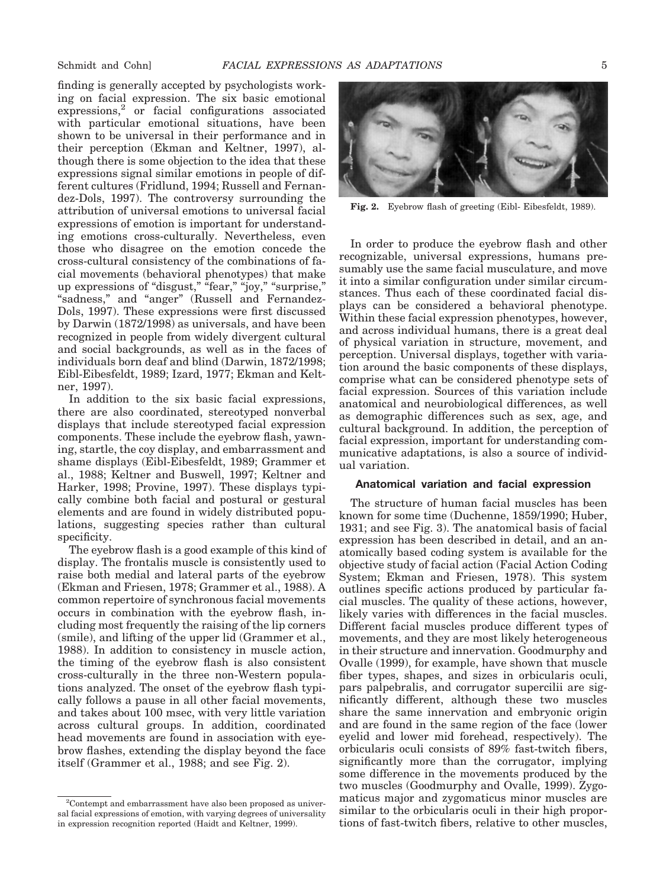finding is generally accepted by psychologists working on facial expression. The six basic emotional expressions,[2] or facial configurations associated with particular emotional situations, have been shown to be universal in their performance and in their perception (Ekman and Keltner, 1997), although there is some objection to the idea that these expressions signal similar emotions in people of different cultures (Fridlund, 1994; Russell and Fernandez-Dols, 1997). The controversy surrounding the attribution of universal emotions to universal facial expressions of emotion is important for understanding emotions cross-culturally. Nevertheless, even those who disagree on the emotion concede the cross-cultural consistency of the combinations of facial movements (behavioral phenotypes) that make up expressions of "disgust," "fear," "joy," "surprise," "sadness," and "anger" (Russell and Fernandez-Dols, 1997). These expressions were first discussed by Darwin (1872/1998) as universals, and have been recognized in people from widely divergent cultural and social backgrounds, as well as in the faces of individuals born deaf and blind (Darwin, 1872/1998; Eibl-Eibesfeldt, 1989; Izard, 1977; Ekman and Keltner, 1997).

In addition to the six basic facial expressions, there are also coordinated, stereotyped nonverbal displays that include stereotyped facial expression components. These include the eyebrow flash, yawning, startle, the coy display, and embarrassment and shame displays (Eibl-Eibesfeldt, 1989; Grammer et al., 1988; Keltner and Buswell, 1997; Keltner and Harker, 1998; Provine, 1997). These displays typically combine both facial and postural or gestural elements and are found in widely distributed populations, suggesting species rather than cultural specificity.

The eyebrow flash is a good example of this kind of display. The frontalis muscle is consistently used to raise both medial and lateral parts of the eyebrow (Ekman and Friesen, 1978; Grammer et al., 1988). A common repertoire of synchronous facial movements occurs in combination with the eyebrow flash, including most frequently the raising of the lip corners (smile), and lifting of the upper lid (Grammer et al., 1988). In addition to consistency in muscle action, the timing of the eyebrow flash is also consistent cross-culturally in the three non-Western populations analyzed. The onset of the eyebrow flash typically follows a pause in all other facial movements, and takes about 100 msec, with very little variation across cultural groups. In addition, coordinated head movements are found in association with eyebrow flashes, extending the display beyond the face itself (Grammer et al., 1988; and see Fig. 2).

[2]Contempt and embarrassment have also been proposed as universal facial expressions of emotion, with varying degrees of universality in expression recognition reported (Haidt and Keltner, 1999).

**Fig. 2.** Eyebrow flash of greeting (Eibl- Eibesfeldt, 1989).

In order to produce the eyebrow flash and other recognizable, universal expressions, humans presumably use the same facial musculature, and move it into a similar configuration under similar circumstances. Thus each of these coordinated facial displays can be considered a behavioral phenotype. Within these facial expression phenotypes, however, and across individual humans, there is a great deal of physical variation in structure, movement, and perception. Universal displays, together with variation around the basic components of these displays, comprise what can be considered phenotype sets of facial expression. Sources of this variation include anatomical and neurobiological differences, as well as demographic differences such as sex, age, and cultural background. In addition, the perception of facial expression, important for understanding communicative adaptations, is also a source of individual variation.

### Anatomical variation and facial expression

The structure of human facial muscles has been known for some time (Duchenne, 1859/1990; Huber, 1931; and see Fig. 3). The anatomical basis of facial expression has been described in detail, and an anatomically based coding system is available for the objective study of facial action (Facial Action Coding System; Ekman and Friesen, 1978). This system outlines specific actions produced by particular facial muscles. The quality of these actions, however, likely varies with differences in the facial muscles. Different facial muscles produce different types of movements, and they are most likely heterogeneous in their structure and innervation. Goodmurphy and Ovalle (1999), for example, have shown that muscle fiber types, shapes, and sizes in orbicularis oculi, pars palpebralis, and corrugator supercilii are significantly different, although these two muscles share the same innervation and embryonic origin and are found in the same region of the face (lower eyelid and lower mid forehead, respectively). The orbicularis oculi consists of 89% fast-twitch fibers, significantly more than the corrugator, implying some difference in the movements produced by the two muscles (Goodmurphy and Ovalle, 1999). Zygomaticus major and zygomaticus minor muscles are similar to the orbicularis oculi in their high proportions of fast-twitch fibers, relative to other muscles,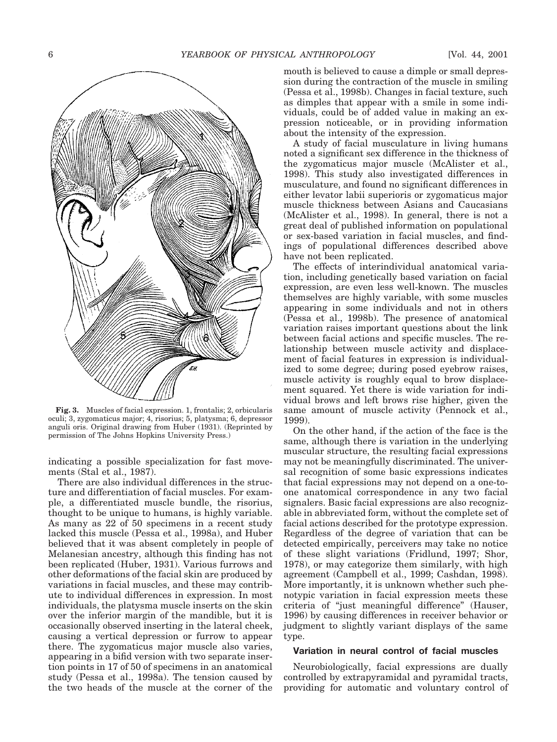**Fig. 3.** Muscles of facial expression. 1, frontalis; 2, orbicularis oculi; 3, zygomaticus major; 4, risorius; 5, platysma; 6, depressor anguli oris. Original drawing from Huber (1931). (Reprinted by permission of The Johns Hopkins University Press.)

indicating a possible specialization for fast movements (Stal et al., 1987).

There are also individual differences in the structure and differentiation of facial muscles. For example, a differentiated muscle bundle, the risorius, thought to be unique to humans, is highly variable. As many as 22 of 50 specimens in a recent study lacked this muscle (Pessa et al., 1998a), and Huber believed that it was absent completely in people of Melanesian ancestry, although this finding has not been replicated (Huber, 1931). Various furrows and other deformations of the facial skin are produced by variations in facial muscles, and these may contribute to individual differences in expression. In most individuals, the platysma muscle inserts on the skin over the inferior margin of the mandible, but it is occasionally observed inserting in the lateral cheek, causing a vertical depression or furrow to appear there. The zygomaticus major muscle also varies, appearing in a bifid version with two separate insertion points in 17 of 50 of specimens in an anatomical study (Pessa et al., 1998a). The tension caused by the two heads of the muscle at the corner of the mouth is believed to cause a dimple or small depression during the contraction of the muscle in smiling (Pessa et al., 1998b). Changes in facial texture, such as dimples that appear with a smile in some individuals, could be of added value in making an expression noticeable, or in providing information about the intensity of the expression.

A study of facial musculature in living humans noted a significant sex difference in the thickness of the zygomaticus major muscle (McAlister et al., 1998). This study also investigated differences in musculature, and found no significant differences in either levator labii superioris or zygomaticus major muscle thickness between Asians and Caucasians (McAlister et al., 1998). In general, there is not a great deal of published information on populational or sex-based variation in facial muscles, and findings of populational differences described above have not been replicated.

The effects of interindividual anatomical variation, including genetically based variation on facial expression, are even less well-known. The muscles themselves are highly variable, with some muscles appearing in some individuals and not in others (Pessa et al., 1998b). The presence of anatomical variation raises important questions about the link between facial actions and specific muscles. The relationship between muscle activity and displacement of facial features in expression is individualized to some degree; during posed eyebrow raises, muscle activity is roughly equal to brow displacement squared. Yet there is wide variation for individual brows and left brows rise higher, given the same amount of muscle activity (Pennock et al., 1999).

On the other hand, if the action of the face is the same, although there is variation in the underlying muscular structure, the resulting facial expressions may not be meaningfully discriminated. The universal recognition of some basic expressions indicates that facial expressions may not depend on a one-to-one anatomical correspondence in any two facial signalers. Basic facial expressions are also recognizable in abbreviated form, without the complete set of facial actions described for the prototype expression. Regardless of the degree of variation that can be detected empirically, perceivers may take no notice of these slight variations (Fridlund, 1997; Shor, 1978), or may categorize them similarly, with high agreement (Campbell et al., 1999; Cashdan, 1998). More importantly, it is unknown whether such phenotypic variation in facial expression meets these criteria of "just meaningful difference" (Hauser, 1996) by causing differences in receiver behavior or judgment to slightly variant displays of the same type.

### Variation in neural control of facial muscles

Neurobiologically, facial expressions are dually controlled by extrapyramidal and pyramidal tracts, providing for automatic and voluntary control of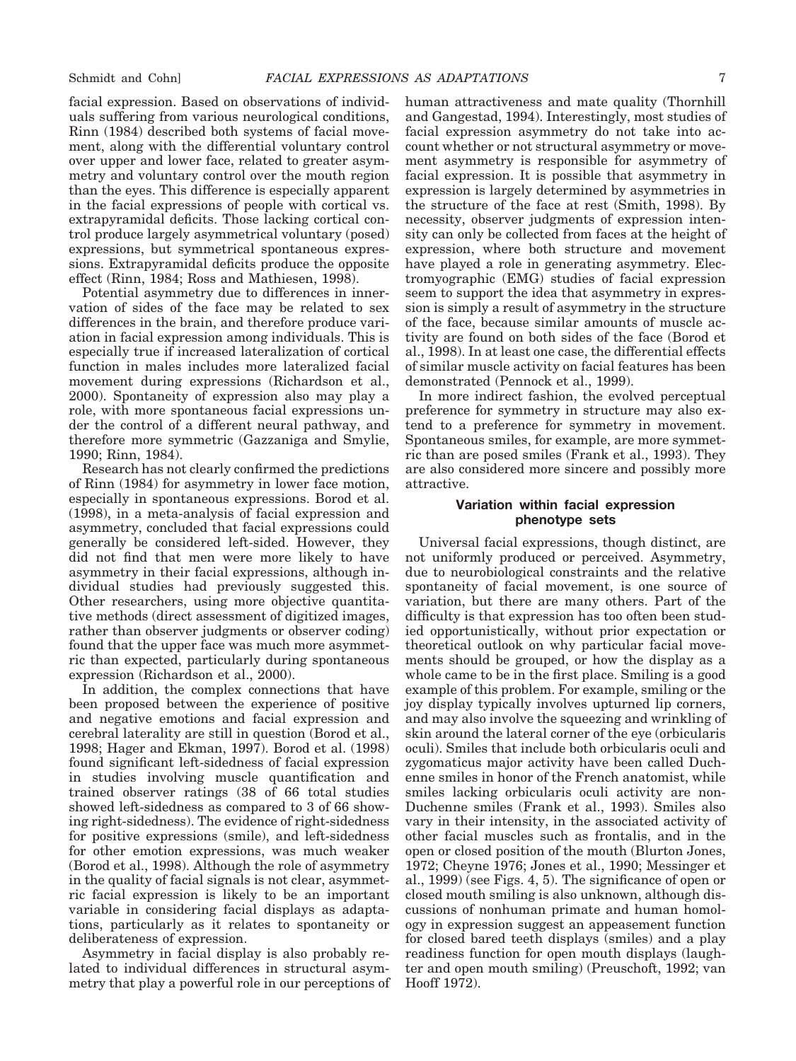facial expression. Based on observations of individuals suffering from various neurological conditions, Rinn (1984) described both systems of facial movement, along with the differential voluntary control over upper and lower face, related to greater asymmetry and voluntary control over the mouth region than the eyes. This difference is especially apparent in the facial expressions of people with cortical vs. extrapyramidal deficits. Those lacking cortical control produce largely asymmetrical voluntary (posed) expressions, but symmetrical spontaneous expressions. Extrapyramidal deficits produce the opposite effect (Rinn, 1984; Ross and Mathiesen, 1998).

Potential asymmetry due to differences in innervation of sides of the face may be related to sex differences in the brain, and therefore produce variation in facial expression among individuals. This is especially true if increased lateralization of cortical function in males includes more lateralized facial movement during expressions (Richardson et al., 2000). Spontaneity of expression also may play a role, with more spontaneous facial expressions under the control of a different neural pathway, and therefore more symmetric (Gazzaniga and Smylie, 1990; Rinn, 1984).

Research has not clearly confirmed the predictions of Rinn (1984) for asymmetry in lower face motion, especially in spontaneous expressions. Borod et al. (1998), in a meta-analysis of facial expression and asymmetry, concluded that facial expressions could generally be considered left-sided. However, they did not find that men were more likely to have asymmetry in their facial expressions, although individual studies had previously suggested this. Other researchers, using more objective quantitative methods (direct assessment of digitized images, rather than observer judgments or observer coding) found that the upper face was much more asymmetric than expected, particularly during spontaneous expression (Richardson et al., 2000).

In addition, the complex connections that have been proposed between the experience of positive and negative emotions and facial expression and cerebral laterality are still in question (Borod et al., 1998; Hager and Ekman, 1997). Borod et al. (1998) found significant left-sidedness of facial expression in studies involving muscle quantification and trained observer ratings (38 of 66 total studies showed left-sidedness as compared to 3 of 66 showing right-sidedness). The evidence of right-sidedness for positive expressions (smile), and left-sidedness for other emotion expressions, was much weaker (Borod et al., 1998). Although the role of asymmetry in the quality of facial signals is not clear, asymmetric facial expression is likely to be an important variable in considering facial displays as adaptations, particularly as it relates to spontaneity or deliberateness of expression.

Asymmetry in facial display is also probably related to individual differences in structural asymmetry that play a powerful role in our perceptions of human attractiveness and mate quality (Thornhill and Gangestad, 1994). Interestingly, most studies of facial expression asymmetry do not take into account whether or not structural asymmetry or movement asymmetry is responsible for asymmetry of facial expression. It is possible that asymmetry in expression is largely determined by asymmetries in the structure of the face at rest (Smith, 1998). By necessity, observer judgments of expression intensity can only be collected from faces at the height of expression, where both structure and movement have played a role in generating asymmetry. Electromyographic (EMG) studies of facial expression seem to support the idea that asymmetry in expression is simply a result of asymmetry in the structure of the face, because similar amounts of muscle activity are found on both sides of the face (Borod et al., 1998). In at least one case, the differential effects of similar muscle activity on facial features has been demonstrated (Pennock et al., 1999).

In more indirect fashion, the evolved perceptual preference for symmetry in structure may also extend to a preference for symmetry in movement. Spontaneous smiles, for example, are more symmetric than are posed smiles (Frank et al., 1993). They are also considered more sincere and possibly more attractive.

### Variation within facial expression phenotype sets

Universal facial expressions, though distinct, are not uniformly produced or perceived. Asymmetry, due to neurobiological constraints and the relative spontaneity of facial movement, is one source of variation, but there are many others. Part of the difficulty is that expression has too often been studied opportunistically, without prior expectation or theoretical outlook on why particular facial movements should be grouped, or how the display as a whole came to be in the first place. Smiling is a good example of this problem. For example, smiling or the joy display typically involves upturned lip corners, and may also involve the squeezing and wrinkling of skin around the lateral corner of the eye (orbicularis oculi). Smiles that include both orbicularis oculi and zygomaticus major activity have been called Duchenne smiles in honor of the French anatomist, while smiles lacking orbicularis oculi activity are non-Duchenne smiles (Frank et al., 1993). Smiles also vary in their intensity, in the associated activity of other facial muscles such as frontalis, and in the open or closed position of the mouth (Blurton Jones, 1972; Cheyne 1976; Jones et al., 1990; Messinger et al., 1999) (see Figs. 4, 5). The significance of open or closed mouth smiling is also unknown, although discussions of nonhuman primate and human homology in expression suggest an appeasement function for closed bared teeth displays (smiles) and a play readiness function for open mouth displays (laughter and open mouth smiling) (Preuschoft, 1992; van Hooff 1972).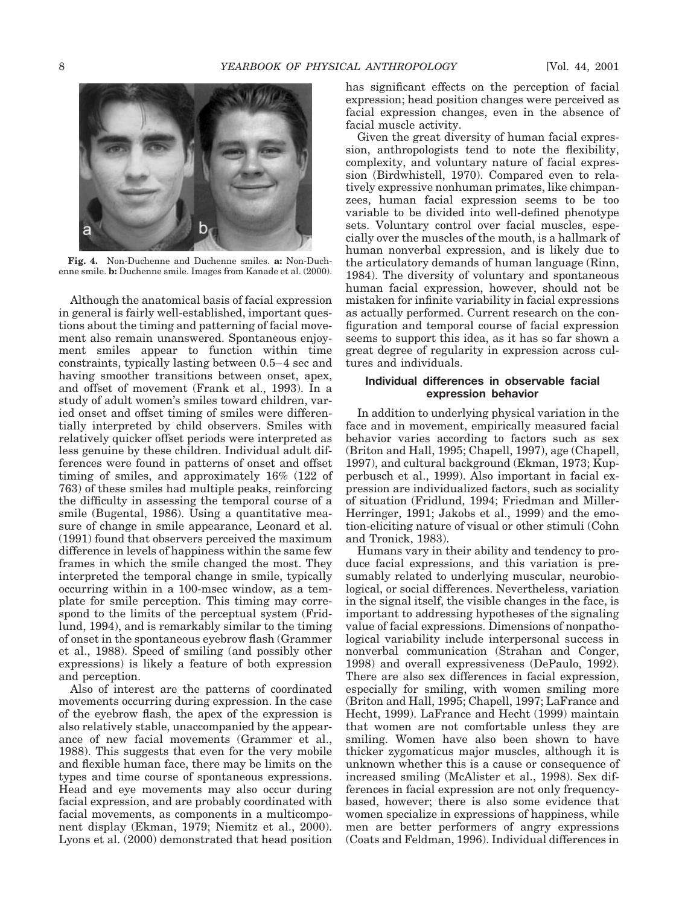Fig. 4. Non-Duchenne and Duchenne smiles. **a:** Non-Duchenne smile. **b:** Duchenne smile. Images from Kanade et al. (2000).

Although the anatomical basis of facial expression in general is fairly well-established, important questions about the timing and patterning of facial movement also remain unanswered. Spontaneous enjoyment smiles appear to function within time constraints, typically lasting between 0.5–4 sec and having smoother transitions between onset, apex, and offset of movement (Frank et al., 1993). In a study of adult women's smiles toward children, varied onset and offset timing of smiles were differentially interpreted by child observers. Smiles with relatively quicker offset periods were interpreted as less genuine by these children. Individual adult differences were found in patterns of onset and offset timing of smiles, and approximately 16% (122 of 763) of these smiles had multiple peaks, reinforcing the difficulty in assessing the temporal course of a smile (Bugental, 1986). Using a quantitative measure of change in smile appearance, Leonard et al. (1991) found that observers perceived the maximum difference in levels of happiness within the same few frames in which the smile changed the most. They interpreted the temporal change in smile, typically occurring within in a 100-msec window, as a template for smile perception. This timing may correspond to the limits of the perceptual system (Fridlund, 1994), and is remarkably similar to the timing of onset in the spontaneous eyebrow flash (Grammer et al., 1988). Speed of smiling (and possibly other expressions) is likely a feature of both expression and perception.

Also of interest are the patterns of coordinated movements occurring during expression. In the case of the eyebrow flash, the apex of the expression is also relatively stable, unaccompanied by the appearance of new facial movements (Grammer et al., 1988). This suggests that even for the very mobile and flexible human face, there may be limits on the types and time course of spontaneous expressions. Head and eye movements may also occur during facial expression, and are probably coordinated with facial movements, as components in a multicomponent display (Ekman, 1979; Niemitz et al., 2000). Lyons et al. (2000) demonstrated that head position has significant effects on the perception of facial expression; head position changes were perceived as facial expression changes, even in the absence of facial muscle activity.

Given the great diversity of human facial expression, anthropologists tend to note the flexibility, complexity, and voluntary nature of facial expression (Birdwhistell, 1970). Compared even to relatively expressive nonhuman primates, like chimpanzees, human facial expression seems to be too variable to be divided into well-defined phenotype sets. Voluntary control over facial muscles, especially over the muscles of the mouth, is a hallmark of human nonverbal expression, and is likely due to the articulatory demands of human language (Rinn, 1984). The diversity of voluntary and spontaneous human facial expression, however, should not be mistaken for infinite variability in facial expressions as actually performed. Current research on the configuration and temporal course of facial expression seems to support this idea, as it has so far shown a great degree of regularity in expression across cultures and individuals.

## Individual differences in observable facial expression behavior

In addition to underlying physical variation in the face and in movement, empirically measured facial behavior varies according to factors such as sex (Briton and Hall, 1995; Chapell, 1997), age (Chapell, 1997), and cultural background (Ekman, 1973; Kupperbusch et al., 1999). Also important in facial expression are individualized factors, such as sociality of situation (Fridlund, 1994; Friedman and Miller-Herringer, 1991; Jakobs et al., 1999) and the emotion-eliciting nature of visual or other stimuli (Cohn and Tronick, 1983).

Humans vary in their ability and tendency to produce facial expressions, and this variation is presumably related to underlying muscular, neurobiological, or social differences. Nevertheless, variation in the signal itself, the visible changes in the face, is important to addressing hypotheses of the signaling value of facial expressions. Dimensions of nonpathological variability include interpersonal success in nonverbal communication (Strahan and Conger, 1998) and overall expressiveness (DePaulo, 1992). There are also sex differences in facial expression, especially for smiling, with women smiling more (Briton and Hall, 1995; Chapell, 1997; LaFrance and Hecht, 1999). LaFrance and Hecht (1999) maintain that women are not comfortable unless they are smiling. Women have also been shown to have thicker zygomaticus major muscles, although it is unknown whether this is a cause or consequence of increased smiling (McAlister et al., 1998). Sex differences in facial expression are not only frequency-based, however; there is also some evidence that women specialize in expressions of happiness, while men are better performers of angry expressions (Coats and Feldman, 1996). Individual differences in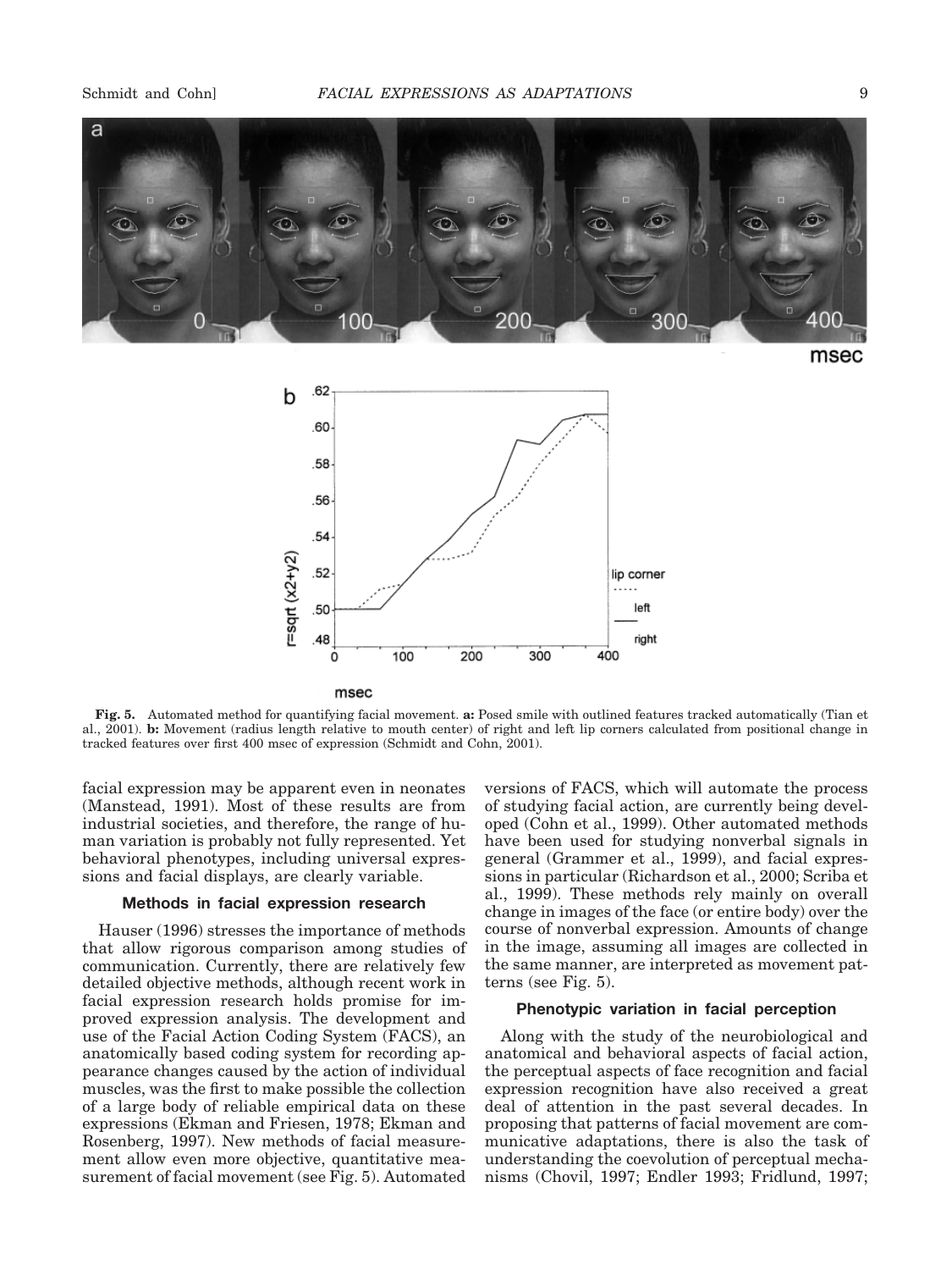**Fig. 5.** Automated method for quantifying facial movement. **a:** Posed smile with outlined features tracked automatically (Tian et al., 2001). **b:** Movement (radius length relative to mouth center) of right and left lip corners calculated from positional change in tracked features over first 400 msec of expression (Schmidt and Cohn, 2001).

facial expression may be apparent even in neonates (Manstead, 1991). Most of these results are from industrial societies, and therefore, the range of human variation is probably not fully represented. Yet behavioral phenotypes, including universal expressions and facial displays, are clearly variable.

### Methods in facial expression research

Hauser (1996) stresses the importance of methods that allow rigorous comparison among studies of communication. Currently, there are relatively few detailed objective methods, although recent work in facial expression research holds promise for improved expression analysis. The development and use of the Facial Action Coding System (FACS), an anatomically based coding system for recording appearance changes caused by the action of individual muscles, was the first to make possible the collection of a large body of reliable empirical data on these expressions (Ekman and Friesen, 1978; Ekman and Rosenberg, 1997). New methods of facial measurement allow even more objective, quantitative measurement of facial movement (see Fig. 5). Automated versions of FACS, which will automate the process of studying facial action, are currently being developed (Cohn et al., 1999). Other automated methods have been used for studying nonverbal signals in general (Grammer et al., 1999), and facial expressions in particular (Richardson et al., 2000; Scriba et al., 1999). These methods rely mainly on overall change in images of the face (or entire body) over the course of nonverbal expression. Amounts of change in the image, assuming all images are collected in the same manner, are interpreted as movement patterns (see Fig. 5).

### Phenotypic variation in facial perception

Along with the study of the neurobiological and anatomical and behavioral aspects of facial action, the perceptual aspects of face recognition and facial expression recognition have also received a great deal of attention in the past several decades. In proposing that patterns of facial movement are communicative adaptations, there is also the task of understanding the coevolution of perceptual mechanisms (Chovil, 1997; Endler 1993; Fridlund, 1997;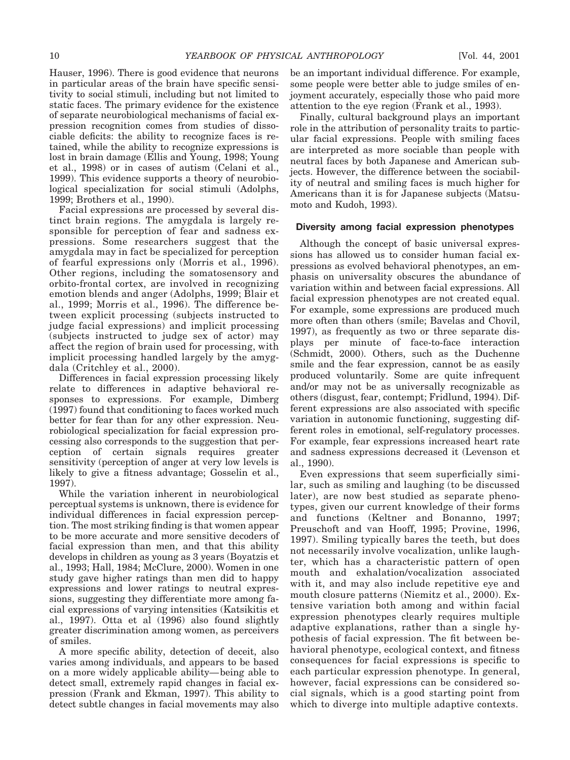Hauser, 1996). There is good evidence that neurons in particular areas of the brain have specific sensitivity to social stimuli, including but not limited to static faces. The primary evidence for the existence of separate neurobiological mechanisms of facial expression recognition comes from studies of dissociable deficits: the ability to recognize faces is retained, while the ability to recognize expressions is lost in brain damage (Ellis and Young, 1998; Young et al., 1998) or in cases of autism (Celani et al., 1999). This evidence supports a theory of neurobiological specialization for social stimuli (Adolphs, 1999; Brothers et al., 1990).

Facial expressions are processed by several distinct brain regions. The amygdala is largely responsible for perception of fear and sadness expressions. Some researchers suggest that the amygdala may in fact be specialized for perception of fearful expressions only (Morris et al., 1996). Other regions, including the somatosensory and orbito-frontal cortex, are involved in recognizing emotion blends and anger (Adolphs, 1999; Blair et al., 1999; Morris et al., 1996). The difference between explicit processing (subjects instructed to judge facial expressions) and implicit processing (subjects instructed to judge sex of actor) may affect the region of brain used for processing, with implicit processing handled largely by the amygdala (Critchley et al., 2000).

Differences in facial expression processing likely relate to differences in adaptive behavioral responses to expressions. For example, Dimberg (1997) found that conditioning to faces worked much better for fear than for any other expression. Neurobiological specialization for facial expression processing also corresponds to the suggestion that perception of certain signals requires greater sensitivity (perception of anger at very low levels is likely to give a fitness advantage; Gosselin et al., 1997).

While the variation inherent in neurobiological perceptual systems is unknown, there is evidence for individual differences in facial expression perception. The most striking finding is that women appear to be more accurate and more sensitive decoders of facial expression than men, and that this ability develops in children as young as 3 years (Boyatzis et al., 1993; Hall, 1984; McClure, 2000). Women in one study gave higher ratings than men did to happy expressions and lower ratings to neutral expressions, suggesting they differentiate more among facial expressions of varying intensities (Katsikitis et al., 1997). Otta et al (1996) also found slightly greater discrimination among women, as perceivers of smiles.

A more specific ability, detection of deceit, also varies among individuals, and appears to be based on a more widely applicable ability—being able to detect small, extremely rapid changes in facial expression (Frank and Ekman, 1997). This ability to detect subtle changes in facial movements may also be an important individual difference. For example, some people were better able to judge smiles of enjoyment accurately, especially those who paid more attention to the eye region (Frank et al., 1993).

Finally, cultural background plays an important role in the attribution of personality traits to particular facial expressions. People with smiling faces are interpreted as more sociable than people with neutral faces by both Japanese and American subjects. However, the difference between the sociability of neutral and smiling faces is much higher for Americans than it is for Japanese subjects (Matsumoto and Kudoh, 1993).

## Diversity among facial expression phenotypes

Although the concept of basic universal expressions has allowed us to consider human facial expressions as evolved behavioral phenotypes, an emphasis on universality obscures the abundance of variation within and between facial expressions. All facial expression phenotypes are not created equal. For example, some expressions are produced much more often than others (smile; Bavelas and Chovil, 1997), as frequently as two or three separate displays per minute of face-to-face interaction (Schmidt, 2000). Others, such as the Duchenne smile and the fear expression, cannot be as easily produced voluntarily. Some are quite infrequent and/or may not be as universally recognizable as others (disgust, fear, contempt; Fridlund, 1994). Different expressions are also associated with specific variation in autonomic functioning, suggesting different roles in emotional, self-regulatory processes. For example, fear expressions increased heart rate and sadness expressions decreased it (Levenson et al., 1990).

Even expressions that seem superficially similar, such as smiling and laughing (to be discussed later), are now best studied as separate phenotypes, given our current knowledge of their forms and functions (Keltner and Bonanno, 1997; Preuschoft and van Hooff, 1995; Provine, 1996, 1997). Smiling typically bares the teeth, but does not necessarily involve vocalization, unlike laughter, which has a characteristic pattern of open mouth and exhalation/vocalization associated with it, and may also include repetitive eye and mouth closure patterns (Niemitz et al., 2000). Extensive variation both among and within facial expression phenotypes clearly requires multiple adaptive explanations, rather than a single hypothesis of facial expression. The fit between behavioral phenotype, ecological context, and fitness consequences for facial expressions is specific to each particular expression phenotype. In general, however, facial expressions can be considered social signals, which is a good starting point from which to diverge into multiple adaptive contexts.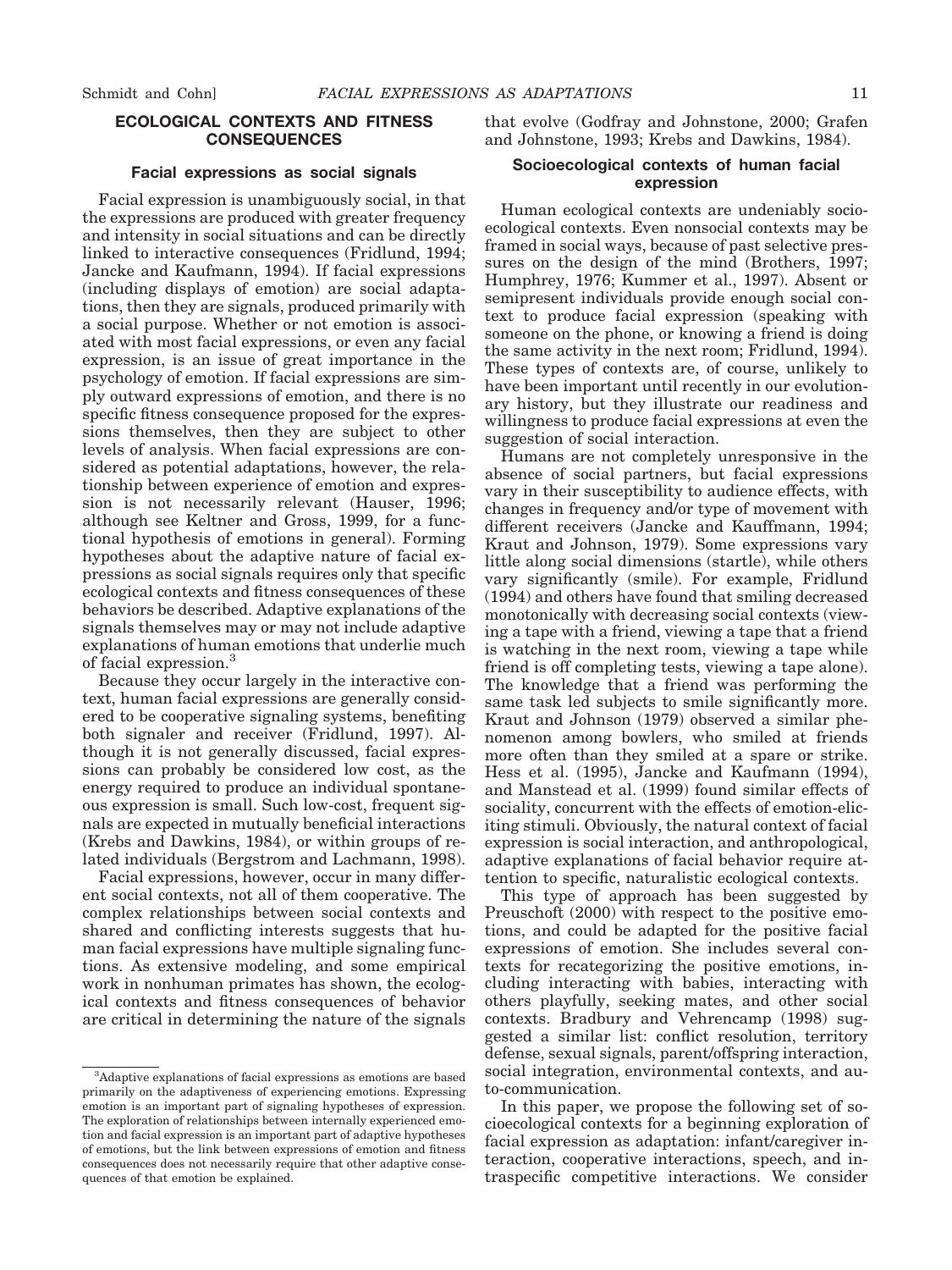## ECOLOGICAL CONTEXTS AND FITNESS CONSEQUENCES

### Facial expressions as social signals

Facial expression is unambiguously social, in that the expressions are produced with greater frequency and intensity in social situations and can be directly linked to interactive consequences (Fridlund, 1994; Jancke and Kaufmann, 1994). If facial expressions (including displays of emotion) are social adaptations, then they are signals, produced primarily with a social purpose. Whether or not emotion is associated with most facial expressions, or even any facial expression, is an issue of great importance in the psychology of emotion. If facial expressions are simply outward expressions of emotion, and there is no specific fitness consequence proposed for the expressions themselves, then they are subject to other levels of analysis. When facial expressions are considered as potential adaptations, however, the relationship between experience of emotion and expression is not necessarily relevant (Hauser, 1996; although see Keltner and Gross, 1999, for a functional hypothesis of emotions in general). Forming hypotheses about the adaptive nature of facial expressions as social signals requires only that specific ecological contexts and fitness consequences of these behaviors be described. Adaptive explanations of the signals themselves may or may not include adaptive explanations of human emotions that underlie much of facial expression.[3]

Because they occur largely in the interactive context, human facial expressions are generally considered to be cooperative signaling systems, benefiting both signaler and receiver (Fridlund, 1997). Although it is not generally discussed, facial expressions can probably be considered low cost, as the energy required to produce an individual spontaneous expression is small. Such low-cost, frequent signals are expected in mutually beneficial interactions (Krebs and Dawkins, 1984), or within groups of related individuals (Bergstrom and Lachmann, 1998).

Facial expressions, however, occur in many different social contexts, not all of them cooperative. The complex relationships between social contexts and shared and conflicting interests suggests that human facial expressions have multiple signaling functions. As extensive modeling, and some empirical work in nonhuman primates has shown, the ecological contexts and fitness consequences of behavior are critical in determining the nature of the signals that evolve (Godfray and Johnstone, 2000; Grafen and Johnstone, 1993; Krebs and Dawkins, 1984).

### Socioecological contexts of human facial expression

Human ecological contexts are undeniably socioecological contexts. Even nonsocial contexts may be framed in social ways, because of past selective pressures on the design of the mind (Brothers, 1997; Humphrey, 1976; Kummer et al., 1997). Absent or semipresent individuals provide enough social context to produce facial expression (speaking with someone on the phone, or knowing a friend is doing the same activity in the next room; Fridlund, 1994). These types of contexts are, of course, unlikely to have been important until recently in our evolutionary history, but they illustrate our readiness and willingness to produce facial expressions at even the suggestion of social interaction.

Humans are not completely unresponsive in the absence of social partners, but facial expressions vary in their susceptibility to audience effects, with changes in frequency and/or type of movement with different receivers (Jancke and Kauffmann, 1994; Kraut and Johnson, 1979). Some expressions vary little along social dimensions (startle), while others vary significantly (smile). For example, Fridlund (1994) and others have found that smiling decreased monotonically with decreasing social contexts (viewing a tape with a friend, viewing a tape that a friend is watching in the next room, viewing a tape while friend is off completing tests, viewing a tape alone). The knowledge that a friend was performing the same task led subjects to smile significantly more. Kraut and Johnson (1979) observed a similar phenomenon among bowlers, who smiled at friends more often than they smiled at a spare or strike. Hess et al. (1995), Jancke and Kaufmann (1994), and Manstead et al. (1999) found similar effects of sociality, concurrent with the effects of emotion-eliciting stimuli. Obviously, the natural context of facial expression is social interaction, and anthropological, adaptive explanations of facial behavior require attention to specific, naturalistic ecological contexts.

This type of approach has been suggested by Preuschoft (2000) with respect to the positive emotions, and could be adapted for the positive facial expressions of emotion. She includes several contexts for recategorizing the positive emotions, including interacting with babies, interacting with others playfully, seeking mates, and other social contexts. Bradbury and Vehrencamp (1998) suggested a similar list: conflict resolution, territory defense, sexual signals, parent/offspring interaction, social integration, environmental contexts, and auto-communication.

In this paper, we propose the following set of socioecological contexts for a beginning exploration of facial expression as adaptation: infant/caregiver interaction, cooperative interactions, speech, and intraspecific competitive interactions. We consider

[3]Adaptive explanations of facial expressions as emotions are based primarily on the adaptiveness of experiencing emotions. Expressing emotion is an important part of signaling hypotheses of expression. The exploration of relationships between internally experienced emotion and facial expression is an important part of adaptive hypotheses of emotions, but the link between expressions of emotion and fitness consequences does not necessarily require that other adaptive consequences of that emotion be explained.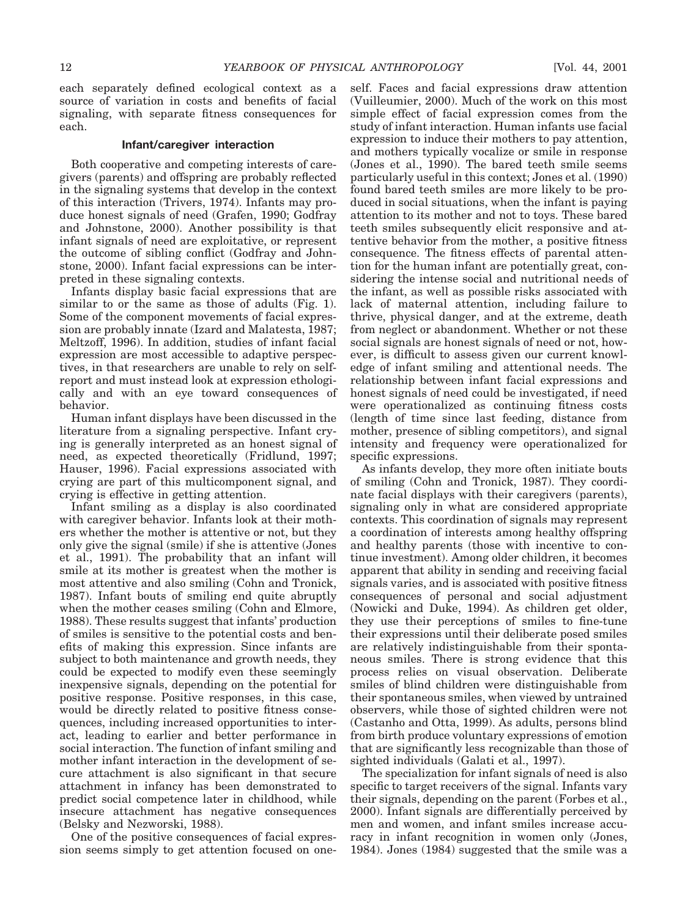each separately defined ecological context as a source of variation in costs and benefits of facial signaling, with separate fitness consequences for each.

### Infant/caregiver interaction

Both cooperative and competing interests of caregivers (parents) and offspring are probably reflected in the signaling systems that develop in the context of this interaction (Trivers, 1974). Infants may produce honest signals of need (Grafen, 1990; Godfray and Johnstone, 2000). Another possibility is that infant signals of need are exploitative, or represent the outcome of sibling conflict (Godfray and Johnstone, 2000). Infant facial expressions can be interpreted in these signaling contexts.

Infants display basic facial expressions that are similar to or the same as those of adults (Fig. 1). Some of the component movements of facial expression are probably innate (Izard and Malatesta, 1987; Meltzoff, 1996). In addition, studies of infant facial expression are most accessible to adaptive perspectives, in that researchers are unable to rely on self-report and must instead look at expression ethologically and with an eye toward consequences of behavior.

Human infant displays have been discussed in the literature from a signaling perspective. Infant crying is generally interpreted as an honest signal of need, as expected theoretically (Fridlund, 1997; Hauser, 1996). Facial expressions associated with crying are part of this multicomponent signal, and crying is effective in getting attention.

Infant smiling as a display is also coordinated with caregiver behavior. Infants look at their mothers whether the mother is attentive or not, but they only give the signal (smile) if she is attentive (Jones et al., 1991). The probability that an infant will smile at its mother is greatest when the mother is most attentive and also smiling (Cohn and Tronick, 1987). Infant bouts of smiling end quite abruptly when the mother ceases smiling (Cohn and Elmore, 1988). These results suggest that infants' production of smiles is sensitive to the potential costs and benefits of making this expression. Since infants are subject to both maintenance and growth needs, they could be expected to modify even these seemingly inexpensive signals, depending on the potential for positive response. Positive responses, in this case, would be directly related to positive fitness consequences, including increased opportunities to interact, leading to earlier and better performance in social interaction. The function of infant smiling and mother infant interaction in the development of secure attachment is also significant in that secure attachment in infancy has been demonstrated to predict social competence later in childhood, while insecure attachment has negative consequences (Belsky and Nezworski, 1988).

One of the positive consequences of facial expression seems simply to get attention focused on oneself. Faces and facial expressions draw attention (Vuilleumier, 2000). Much of the work on this most simple effect of facial expression comes from the study of infant interaction. Human infants use facial expression to induce their mothers to pay attention, and mothers typically vocalize or smile in response (Jones et al., 1990). The bared teeth smile seems particularly useful in this context; Jones et al. (1990) found bared teeth smiles are more likely to be produced in social situations, when the infant is paying attention to its mother and not to toys. These bared teeth smiles subsequently elicit responsive and attentive behavior from the mother, a positive fitness consequence. The fitness effects of parental attention for the human infant are potentially great, considering the intense social and nutritional needs of the infant, as well as possible risks associated with lack of maternal attention, including failure to thrive, physical danger, and at the extreme, death from neglect or abandonment. Whether or not these social signals are honest signals of need or not, however, is difficult to assess given our current knowledge of infant smiling and attentional needs. The relationship between infant facial expressions and honest signals of need could be investigated, if need were operationalized as continuing fitness costs (length of time since last feeding, distance from mother, presence of sibling competitors), and signal intensity and frequency were operationalized for specific expressions.

As infants develop, they more often initiate bouts of smiling (Cohn and Tronick, 1987). They coordinate facial displays with their caregivers (parents), signaling only in what are considered appropriate contexts. This coordination of signals may represent a coordination of interests among healthy offspring and healthy parents (those with incentive to continue investment). Among older children, it becomes apparent that ability in sending and receiving facial signals varies, and is associated with positive fitness consequences of personal and social adjustment (Nowicki and Duke, 1994). As children get older, they use their perceptions of smiles to fine-tune their expressions until their deliberate posed smiles are relatively indistinguishable from their spontaneous smiles. There is strong evidence that this process relies on visual observation. Deliberate smiles of blind children were distinguishable from their spontaneous smiles, when viewed by untrained observers, while those of sighted children were not (Castanho and Otta, 1999). As adults, persons blind from birth produce voluntary expressions of emotion that are significantly less recognizable than those of sighted individuals (Galati et al., 1997).

The specialization for infant signals of need is also specific to target receivers of the signal. Infants vary their signals, depending on the parent (Forbes et al., 2000). Infant signals are differentially perceived by men and women, and infant smiles increase accuracy in infant recognition in women only (Jones, 1984). Jones (1984) suggested that the smile was a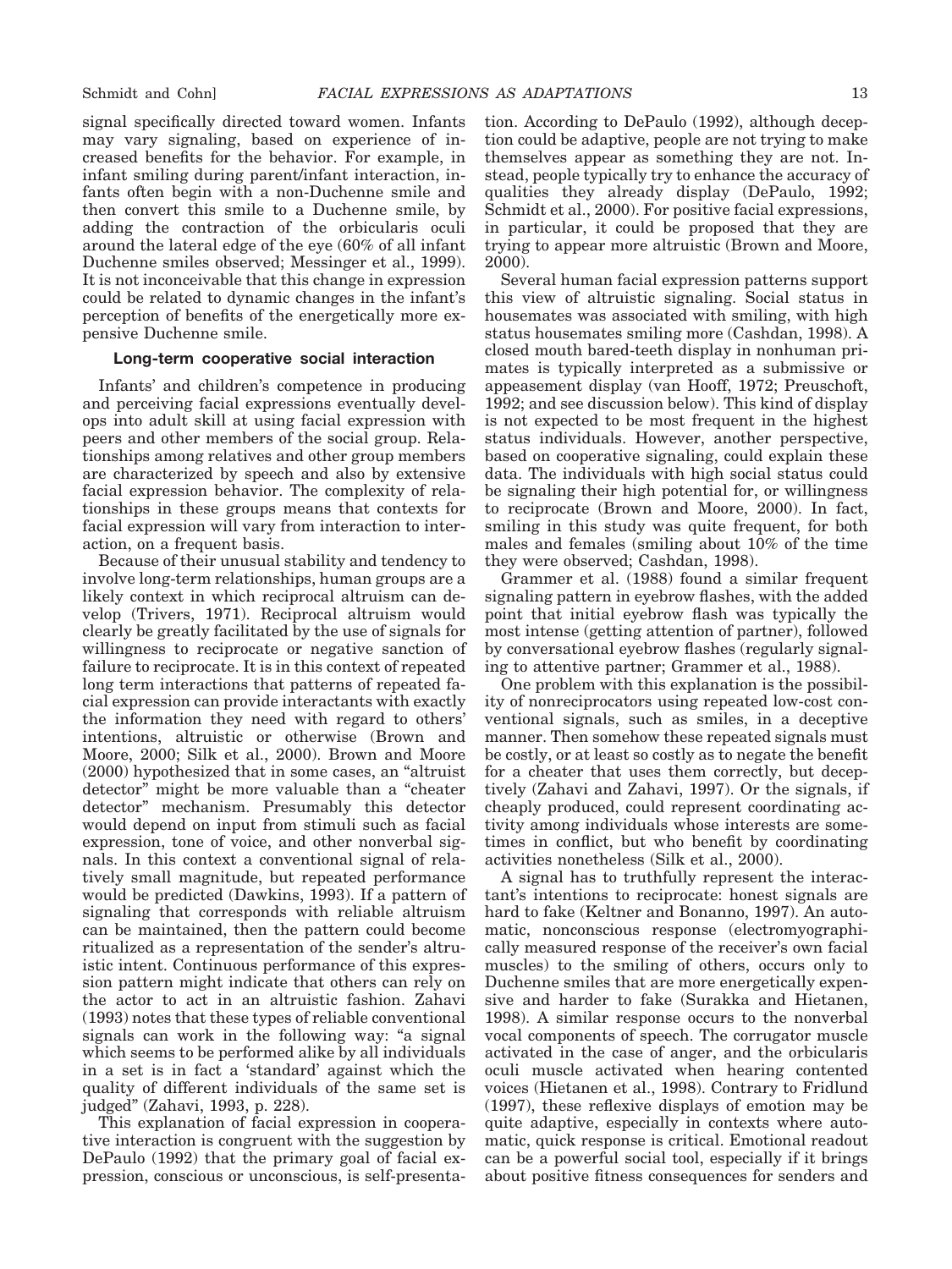signal specifically directed toward women. Infants may vary signaling, based on experience of increased benefits for the behavior. For example, in infant smiling during parent/infant interaction, infants often begin with a non-Duchenne smile and then convert this smile to a Duchenne smile, by adding the contraction of the orbicularis oculi around the lateral edge of the eye (60% of all infant Duchenne smiles observed; Messinger et al., 1999). It is not inconceivable that this change in expression could be related to dynamic changes in the infant's perception of benefits of the energetically more expensive Duchenne smile.

### Long-term cooperative social interaction

Infants' and children's competence in producing and perceiving facial expressions eventually develops into adult skill at using facial expression with peers and other members of the social group. Relationships among relatives and other group members are characterized by speech and also by extensive facial expression behavior. The complexity of relationships in these groups means that contexts for facial expression will vary from interaction to interaction, on a frequent basis.

Because of their unusual stability and tendency to involve long-term relationships, human groups are a likely context in which reciprocal altruism can develop (Trivers, 1971). Reciprocal altruism would clearly be greatly facilitated by the use of signals for willingness to reciprocate or negative sanction of failure to reciprocate. It is in this context of repeated long term interactions that patterns of repeated facial expression can provide interactants with exactly the information they need with regard to others' intentions, altruistic or otherwise (Brown and Moore, 2000; Silk et al., 2000). Brown and Moore (2000) hypothesized that in some cases, an "altruist detector" might be more valuable than a "cheater detector" mechanism. Presumably this detector would depend on input from stimuli such as facial expression, tone of voice, and other nonverbal signals. In this context a conventional signal of relatively small magnitude, but repeated performance would be predicted (Dawkins, 1993). If a pattern of signaling that corresponds with reliable altruism can be maintained, then the pattern could become ritualized as a representation of the sender's altruistic intent. Continuous performance of this expression pattern might indicate that others can rely on the actor to act in an altruistic fashion. Zahavi (1993) notes that these types of reliable conventional signals can work in the following way: "a signal which seems to be performed alike by all individuals in a set is in fact a 'standard' against which the quality of different individuals of the same set is judged" (Zahavi, 1993, p. 228).

This explanation of facial expression in cooperative interaction is congruent with the suggestion by DePaulo (1992) that the primary goal of facial expression, conscious or unconscious, is self-presentation. According to DePaulo (1992), although deception could be adaptive, people are not trying to make themselves appear as something they are not. Instead, people typically try to enhance the accuracy of qualities they already display (DePaulo, 1992; Schmidt et al., 2000). For positive facial expressions, in particular, it could be proposed that they are trying to appear more altruistic (Brown and Moore, 2000).

Several human facial expression patterns support this view of altruistic signaling. Social status in housemates was associated with smiling, with high status housemates smiling more (Cashdan, 1998). A closed mouth bared-teeth display in nonhuman primates is typically interpreted as a submissive or appeasement display (van Hooff, 1972; Preuschoft, 1992; and see discussion below). This kind of display is not expected to be most frequent in the highest status individuals. However, another perspective, based on cooperative signaling, could explain these data. The individuals with high social status could be signaling their high potential for, or willingness to reciprocate (Brown and Moore, 2000). In fact, smiling in this study was quite frequent, for both males and females (smiling about 10% of the time they were observed; Cashdan, 1998).

Grammer et al. (1988) found a similar frequent signaling pattern in eyebrow flashes, with the added point that initial eyebrow flash was typically the most intense (getting attention of partner), followed by conversational eyebrow flashes (regularly signaling to attentive partner; Grammer et al., 1988).

One problem with this explanation is the possibility of nonreciprocators using repeated low-cost conventional signals, such as smiles, in a deceptive manner. Then somehow these repeated signals must be costly, or at least so costly as to negate the benefit for a cheater that uses them correctly, but deceptively (Zahavi and Zahavi, 1997). Or the signals, if cheaply produced, could represent coordinating activity among individuals whose interests are sometimes in conflict, but who benefit by coordinating activities nonetheless (Silk et al., 2000).

A signal has to truthfully represent the interactant's intentions to reciprocate: honest signals are hard to fake (Keltner and Bonanno, 1997). An automatic, nonconscious response (electromyographically measured response of the receiver's own facial muscles) to the smiling of others, occurs only to Duchenne smiles that are more energetically expensive and harder to fake (Surakka and Hietanen, 1998). A similar response occurs to the nonverbal vocal components of speech. The corrugator muscle activated in the case of anger, and the orbicularis oculi muscle activated when hearing contented voices (Hietanen et al., 1998). Contrary to Fridlund (1997), these reflexive displays of emotion may be quite adaptive, especially in contexts where automatic, quick response is critical. Emotional readout can be a powerful social tool, especially if it brings about positive fitness consequences for senders and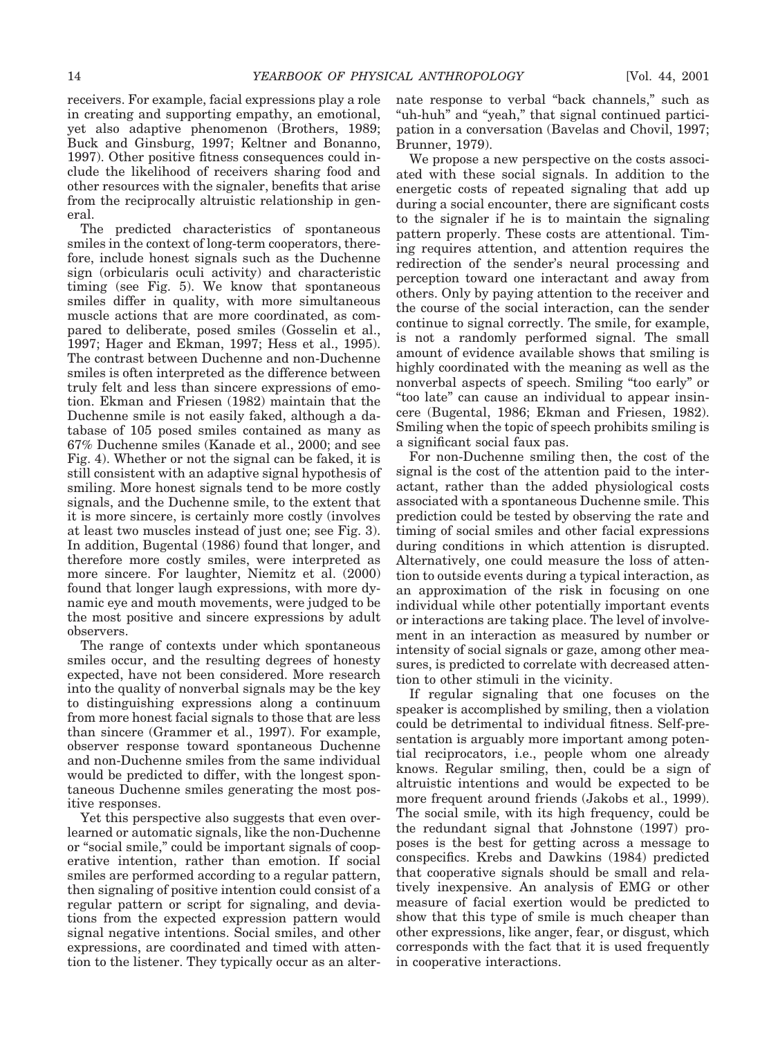receivers. For example, facial expressions play a role in creating and supporting empathy, an emotional, yet also adaptive phenomenon (Brothers, 1989; Buck and Ginsburg, 1997; Keltner and Bonanno, 1997). Other positive fitness consequences could include the likelihood of receivers sharing food and other resources with the signaler, benefits that arise from the reciprocally altruistic relationship in general.

The predicted characteristics of spontaneous smiles in the context of long-term cooperators, therefore, include honest signals such as the Duchenne sign (orbicularis oculi activity) and characteristic timing (see Fig. 5). We know that spontaneous smiles differ in quality, with more simultaneous muscle actions that are more coordinated, as compared to deliberate, posed smiles (Gosselin et al., 1997; Hager and Ekman, 1997; Hess et al., 1995). The contrast between Duchenne and non-Duchenne smiles is often interpreted as the difference between truly felt and less than sincere expressions of emotion. Ekman and Friesen (1982) maintain that the Duchenne smile is not easily faked, although a database of 105 posed smiles contained as many as 67% Duchenne smiles (Kanade et al., 2000; and see Fig. 4). Whether or not the signal can be faked, it is still consistent with an adaptive signal hypothesis of smiling. More honest signals tend to be more costly signals, and the Duchenne smile, to the extent that it is more sincere, is certainly more costly (involves at least two muscles instead of just one; see Fig. 3). In addition, Bugental (1986) found that longer, and therefore more costly smiles, were interpreted as more sincere. For laughter, Niemitz et al. (2000) found that longer laugh expressions, with more dynamic eye and mouth movements, were judged to be the most positive and sincere expressions by adult observers.

The range of contexts under which spontaneous smiles occur, and the resulting degrees of honesty expected, have not been considered. More research into the quality of nonverbal signals may be the key to distinguishing expressions along a continuum from more honest facial signals to those that are less than sincere (Grammer et al., 1997). For example, observer response toward spontaneous Duchenne and non-Duchenne smiles from the same individual would be predicted to differ, with the longest spontaneous Duchenne smiles generating the most positive responses.

Yet this perspective also suggests that even overlearned or automatic signals, like the non-Duchenne or "social smile," could be important signals of cooperative intention, rather than emotion. If social smiles are performed according to a regular pattern, then signaling of positive intention could consist of a regular pattern or script for signaling, and deviations from the expected expression pattern would signal negative intentions. Social smiles, and other expressions, are coordinated and timed with attention to the listener. They typically occur as an alternate response to verbal "back channels," such as "uh-huh" and "yeah," that signal continued participation in a conversation (Bavelas and Chovil, 1997; Brunner, 1979).

We propose a new perspective on the costs associated with these social signals. In addition to the energetic costs of repeated signaling that add up during a social encounter, there are significant costs to the signaler if he is to maintain the signaling pattern properly. These costs are attentional. Timing requires attention, and attention requires the redirection of the sender's neural processing and perception toward one interactant and away from others. Only by paying attention to the receiver and the course of the social interaction, can the sender continue to signal correctly. The smile, for example, is not a randomly performed signal. The small amount of evidence available shows that smiling is highly coordinated with the meaning as well as the nonverbal aspects of speech. Smiling "too early" or "too late" can cause an individual to appear insincere (Bugental, 1986; Ekman and Friesen, 1982). Smiling when the topic of speech prohibits smiling is a significant social faux pas.

For non-Duchenne smiling then, the cost of the signal is the cost of the attention paid to the interactant, rather than the added physiological costs associated with a spontaneous Duchenne smile. This prediction could be tested by observing the rate and timing of social smiles and other facial expressions during conditions in which attention is disrupted. Alternatively, one could measure the loss of attention to outside events during a typical interaction, as an approximation of the risk in focusing on one individual while other potentially important events or interactions are taking place. The level of involvement in an interaction as measured by number or intensity of social signals or gaze, among other measures, is predicted to correlate with decreased attention to other stimuli in the vicinity.

If regular signaling that one focuses on the speaker is accomplished by smiling, then a violation could be detrimental to individual fitness. Self-presentation is arguably more important among potential reciprocators, i.e., people whom one already knows. Regular smiling, then, could be a sign of altruistic intentions and would be expected to be more frequent around friends (Jakobs et al., 1999). The social smile, with its high frequency, could be the redundant signal that Johnstone (1997) proposes is the best for getting across a message to conspecifics. Krebs and Dawkins (1984) predicted that cooperative signals should be small and relatively inexpensive. An analysis of EMG or other measure of facial exertion would be predicted to show that this type of smile is much cheaper than other expressions, like anger, fear, or disgust, which corresponds with the fact that it is used frequently in cooperative interactions.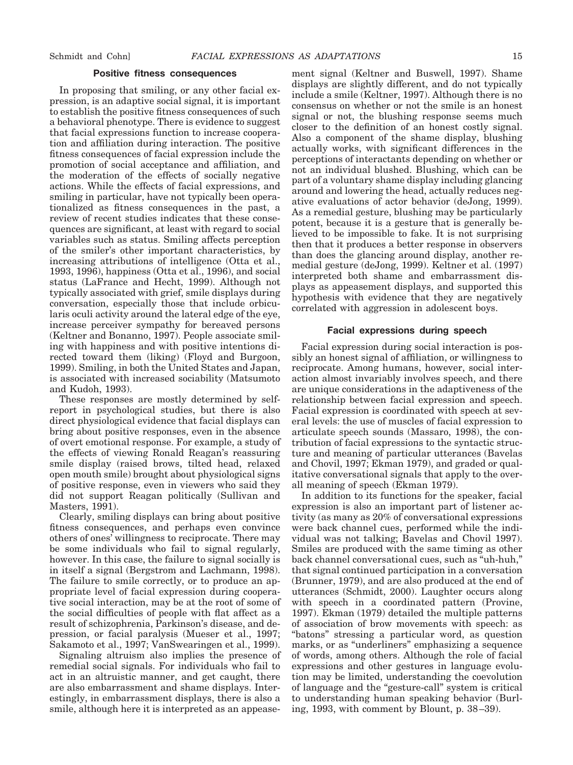### Positive fitness consequences

In proposing that smiling, or any other facial expression, is an adaptive social signal, it is important to establish the positive fitness consequences of such a behavioral phenotype. There is evidence to suggest that facial expressions function to increase cooperation and affiliation during interaction. The positive fitness consequences of facial expression include the promotion of social acceptance and affiliation, and the moderation of the effects of socially negative actions. While the effects of facial expressions, and smiling in particular, have not typically been operationalized as fitness consequences in the past, a review of recent studies indicates that these consequences are significant, at least with regard to social variables such as status. Smiling affects perception of the smiler's other important characteristics, by increasing attributions of intelligence (Otta et al., 1993, 1996), happiness (Otta et al., 1996), and social status (LaFrance and Hecht, 1999). Although not typically associated with grief, smile displays during conversation, especially those that include orbicularis oculi activity around the lateral edge of the eye, increase perceiver sympathy for bereaved persons (Keltner and Bonanno, 1997). People associate smiling with happiness and with positive intentions directed toward them (liking) (Floyd and Burgoon, 1999). Smiling, in both the United States and Japan, is associated with increased sociability (Matsumoto and Kudoh, 1993).

These responses are mostly determined by self-report in psychological studies, but there is also direct physiological evidence that facial displays can bring about positive responses, even in the absence of overt emotional response. For example, a study of the effects of viewing Ronald Reagan's reassuring smile display (raised brows, tilted head, relaxed open mouth smile) brought about physiological signs of positive response, even in viewers who said they did not support Reagan politically (Sullivan and Masters, 1991).

Clearly, smiling displays can bring about positive fitness consequences, and perhaps even convince others of ones' willingness to reciprocate. There may be some individuals who fail to signal regularly, however. In this case, the failure to signal socially is in itself a signal (Bergstrom and Lachmann, 1998). The failure to smile correctly, or to produce an appropriate level of facial expression during cooperative social interaction, may be at the root of some of the social difficulties of people with flat affect as a result of schizophrenia, Parkinson's disease, and depression, or facial paralysis (Mueser et al., 1997; Sakamoto et al., 1997; VanSwearingen et al., 1999).

Signaling altruism also implies the presence of remedial social signals. For individuals who fail to act in an altruistic manner, and get caught, there are also embarrassment and shame displays. Interestingly, in embarrassment displays, there is also a smile, although here it is interpreted as an appeasement signal (Keltner and Buswell, 1997). Shame displays are slightly different, and do not typically include a smile (Keltner, 1997). Although there is no consensus on whether or not the smile is an honest signal or not, the blushing response seems much closer to the definition of an honest costly signal. Also a component of the shame display, blushing actually works, with significant differences in the perceptions of interactants depending on whether or not an individual blushed. Blushing, which can be part of a voluntary shame display including glancing around and lowering the head, actually reduces negative evaluations of actor behavior (deJong, 1999). As a remedial gesture, blushing may be particularly potent, because it is a gesture that is generally believed to be impossible to fake. It is not surprising then that it produces a better response in observers than does the glancing around display, another remedial gesture (deJong, 1999). Keltner et al. (1997) interpreted both shame and embarrassment displays as appeasement displays, and supported this hypothesis with evidence that they are negatively correlated with aggression in adolescent boys.

### Facial expressions during speech

Facial expression during social interaction is possibly an honest signal of affiliation, or willingness to reciprocate. Among humans, however, social interaction almost invariably involves speech, and there are unique considerations in the adaptiveness of the relationship between facial expression and speech. Facial expression is coordinated with speech at several levels: the use of muscles of facial expression to articulate speech sounds (Massaro, 1998), the contribution of facial expressions to the syntactic structure and meaning of particular utterances (Bavelas and Chovil, 1997; Ekman 1979), and graded or qualitative conversational signals that apply to the overall meaning of speech (Ekman 1979).

In addition to its functions for the speaker, facial expression is also an important part of listener activity (as many as 20% of conversational expressions were back channel cues, performed while the individual was not talking; Bavelas and Chovil 1997). Smiles are produced with the same timing as other back channel conversational cues, such as "uh-huh," that signal continued participation in a conversation (Brunner, 1979), and are also produced at the end of utterances (Schmidt, 2000). Laughter occurs along with speech in a coordinated pattern (Provine, 1997). Ekman (1979) detailed the multiple patterns of association of brow movements with speech: as "batons" stressing a particular word, as question marks, or as "underliners" emphasizing a sequence of words, among others. Although the role of facial expressions and other gestures in language evolution may be limited, understanding the coevolution of language and the "gesture-call" system is critical to understanding human speaking behavior (Burling, 1993, with comment by Blount, p. 38–39).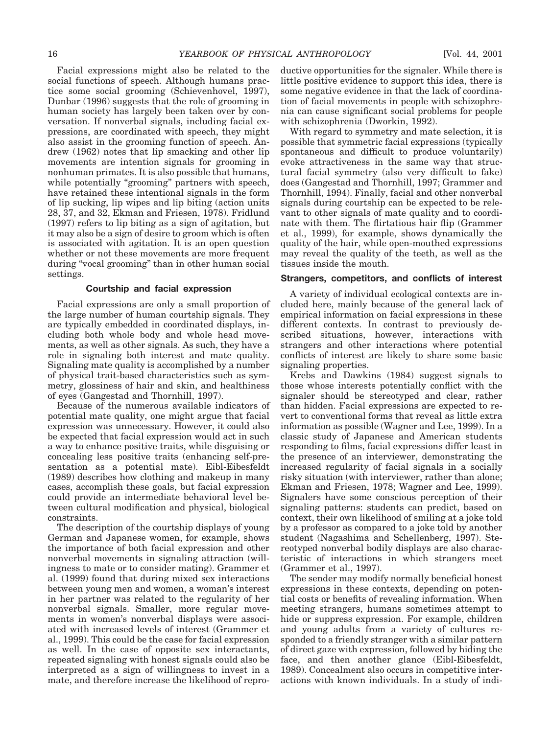Facial expressions might also be related to the social functions of speech. Although humans practice some social grooming (Schievenhovel, 1997), Dunbar (1996) suggests that the role of grooming in human society has largely been taken over by conversation. If nonverbal signals, including facial expressions, are coordinated with speech, they might also assist in the grooming function of speech. Andrew (1962) notes that lip smacking and other lip movements are intention signals for grooming in nonhuman primates. It is also possible that humans, while potentially "grooming" partners with speech, have retained these intentional signals in the form of lip sucking, lip wipes and lip biting (action units 28, 37, and 32, Ekman and Friesen, 1978). Fridlund (1997) refers to lip biting as a sign of agitation, but it may also be a sign of desire to groom which is often is associated with agitation. It is an open question whether or not these movements are more frequent during "vocal grooming" than in other human social settings.

#### Courtship and facial expression

Facial expressions are only a small proportion of the large number of human courtship signals. They are typically embedded in coordinated displays, including both whole body and whole head movements, as well as other signals. As such, they have a role in signaling both interest and mate quality. Signaling mate quality is accomplished by a number of physical trait-based characteristics such as symmetry, glossiness of hair and skin, and healthiness of eyes (Gangestad and Thornhill, 1997).

Because of the numerous available indicators of potential mate quality, one might argue that facial expression was unnecessary. However, it could also be expected that facial expression would act in such a way to enhance positive traits, while disguising or concealing less positive traits (enhancing self-presentation as a potential mate). Eibl-Eibesfeldt (1989) describes how clothing and makeup in many cases, accomplish these goals, but facial expression could provide an intermediate behavioral level between cultural modification and physical, biological constraints.

The description of the courtship displays of young German and Japanese women, for example, shows the importance of both facial expression and other nonverbal movements in signaling attraction (willingness to mate or to consider mating). Grammer et al. (1999) found that during mixed sex interactions between young men and women, a woman's interest in her partner was related to the regularity of her nonverbal signals. Smaller, more regular movements in women's nonverbal displays were associated with increased levels of interest (Grammer et al., 1999). This could be the case for facial expression as well. In the case of opposite sex interactants, repeated signaling with honest signals could also be interpreted as a sign of willingness to invest in a mate, and therefore increase the likelihood of reproductive opportunities for the signaler. While there is little positive evidence to support this idea, there is some negative evidence in that the lack of coordination of facial movements in people with schizophrenia can cause significant social problems for people with schizophrenia (Dworkin, 1992).

With regard to symmetry and mate selection, it is possible that symmetric facial expressions (typically spontaneous and difficult to produce voluntarily) evoke attractiveness in the same way that structural facial symmetry (also very difficult to fake) does (Gangestad and Thornhill, 1997; Grammer and Thornhill, 1994). Finally, facial and other nonverbal signals during courtship can be expected to be relevant to other signals of mate quality and to coordinate with them. The flirtatious hair flip (Grammer et al., 1999), for example, shows dynamically the quality of the hair, while open-mouthed expressions may reveal the quality of the teeth, as well as the tissues inside the mouth.

#### Strangers, competitors, and conflicts of interest

A variety of individual ecological contexts are included here, mainly because of the general lack of empirical information on facial expressions in these different contexts. In contrast to previously described situations, however, interactions with strangers and other interactions where potential conflicts of interest are likely to share some basic signaling properties.

Krebs and Dawkins (1984) suggest signals to those whose interests potentially conflict with the signaler should be stereotyped and clear, rather than hidden. Facial expressions are expected to revert to conventional forms that reveal as little extra information as possible (Wagner and Lee, 1999). In a classic study of Japanese and American students responding to films, facial expressions differ least in the presence of an interviewer, demonstrating the increased regularity of facial signals in a socially risky situation (with interviewer, rather than alone; Ekman and Friesen, 1978; Wagner and Lee, 1999). Signalers have some conscious perception of their signaling patterns: students can predict, based on context, their own likelihood of smiling at a joke told by a professor as compared to a joke told by another student (Nagashima and Schellenberg, 1997). Stereotyped nonverbal bodily displays are also characteristic of interactions in which strangers meet (Grammer et al., 1997).

The sender may modify normally beneficial honest expressions in these contexts, depending on potential costs or benefits of revealing information. When meeting strangers, humans sometimes attempt to hide or suppress expression. For example, children and young adults from a variety of cultures responded to a friendly stranger with a similar pattern of direct gaze with expression, followed by hiding the face, and then another glance (Eibl-Eibesfeldt, 1989). Concealment also occurs in competitive interactions with known individuals. In a study of indi-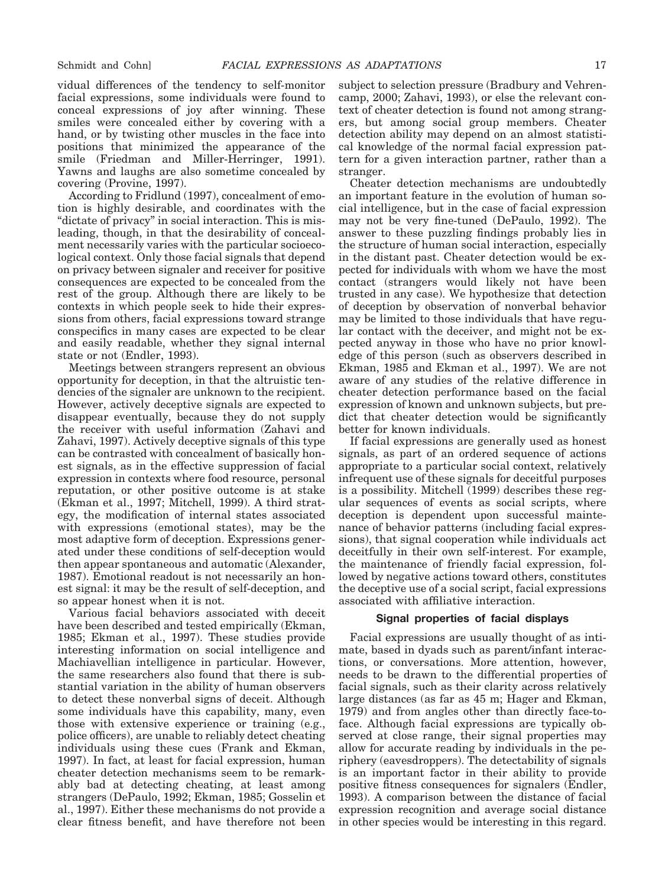vidual differences of the tendency to self-monitor facial expressions, some individuals were found to conceal expressions of joy after winning. These smiles were concealed either by covering with a hand, or by twisting other muscles in the face into positions that minimized the appearance of the smile (Friedman and Miller-Herringer, 1991). Yawns and laughs are also sometime concealed by covering (Provine, 1997).

According to Fridlund (1997), concealment of emotion is highly desirable, and coordinates with the "dictate of privacy" in social interaction. This is misleading, though, in that the desirability of concealment necessarily varies with the particular socioecological context. Only those facial signals that depend on privacy between signaler and receiver for positive consequences are expected to be concealed from the rest of the group. Although there are likely to be contexts in which people seek to hide their expressions from others, facial expressions toward strange conspecifics in many cases are expected to be clear and easily readable, whether they signal internal state or not (Endler, 1993).

Meetings between strangers represent an obvious opportunity for deception, in that the altruistic tendencies of the signaler are unknown to the recipient. However, actively deceptive signals are expected to disappear eventually, because they do not supply the receiver with useful information (Zahavi and Zahavi, 1997). Actively deceptive signals of this type can be contrasted with concealment of basically honest signals, as in the effective suppression of facial expression in contexts where food resource, personal reputation, or other positive outcome is at stake (Ekman et al., 1997; Mitchell, 1999). A third strategy, the modification of internal states associated with expressions (emotional states), may be the most adaptive form of deception. Expressions generated under these conditions of self-deception would then appear spontaneous and automatic (Alexander, 1987). Emotional readout is not necessarily an honest signal: it may be the result of self-deception, and so appear honest when it is not.

Various facial behaviors associated with deceit have been described and tested empirically (Ekman, 1985; Ekman et al., 1997). These studies provide interesting information on social intelligence and Machiavellian intelligence in particular. However, the same researchers also found that there is substantial variation in the ability of human observers to detect these nonverbal signs of deceit. Although some individuals have this capability, many, even those with extensive experience or training (e.g., police officers), are unable to reliably detect cheating individuals using these cues (Frank and Ekman, 1997). In fact, at least for facial expression, human cheater detection mechanisms seem to be remarkably bad at detecting cheating, at least among strangers (DePaulo, 1992; Ekman, 1985; Gosselin et al., 1997). Either these mechanisms do not provide a clear fitness benefit, and have therefore not been subject to selection pressure (Bradbury and Vehrencamp, 2000; Zahavi, 1993), or else the relevant context of cheater detection is found not among strangers, but among social group members. Cheater detection ability may depend on an almost statistical knowledge of the normal facial expression pattern for a given interaction partner, rather than a stranger.

Cheater detection mechanisms are undoubtedly an important feature in the evolution of human social intelligence, but in the case of facial expression may not be very fine-tuned (DePaulo, 1992). The answer to these puzzling findings probably lies in the structure of human social interaction, especially in the distant past. Cheater detection would be expected for individuals with whom we have the most contact (strangers would likely not have been trusted in any case). We hypothesize that detection of deception by observation of nonverbal behavior may be limited to those individuals that have regular contact with the deceiver, and might not be expected anyway in those who have no prior knowledge of this person (such as observers described in Ekman, 1985 and Ekman et al., 1997). We are not aware of any studies of the relative difference in cheater detection performance based on the facial expression of known and unknown subjects, but predict that cheater detection would be significantly better for known individuals.

If facial expressions are generally used as honest signals, as part of an ordered sequence of actions appropriate to a particular social context, relatively infrequent use of these signals for deceitful purposes is a possibility. Mitchell (1999) describes these regular sequences of events as social scripts, where deception is dependent upon successful maintenance of behavior patterns (including facial expressions), that signal cooperation while individuals act deceitfully in their own self-interest. For example, the maintenance of friendly facial expression, followed by negative actions toward others, constitutes the deceptive use of a social script, facial expressions associated with affiliative interaction.

## Signal properties of facial displays

Facial expressions are usually thought of as intimate, based in dyads such as parent/infant interactions, or conversations. More attention, however, needs to be drawn to the differential properties of facial signals, such as their clarity across relatively large distances (as far as 45 m; Hager and Ekman, 1979) and from angles other than directly face-to-face. Although facial expressions are typically observed at close range, their signal properties may allow for accurate reading by individuals in the periphery (eavesdroppers). The detectability of signals is an important factor in their ability to provide positive fitness consequences for signalers (Endler, 1993). A comparison between the distance of facial expression recognition and average social distance in other species would be interesting in this regard.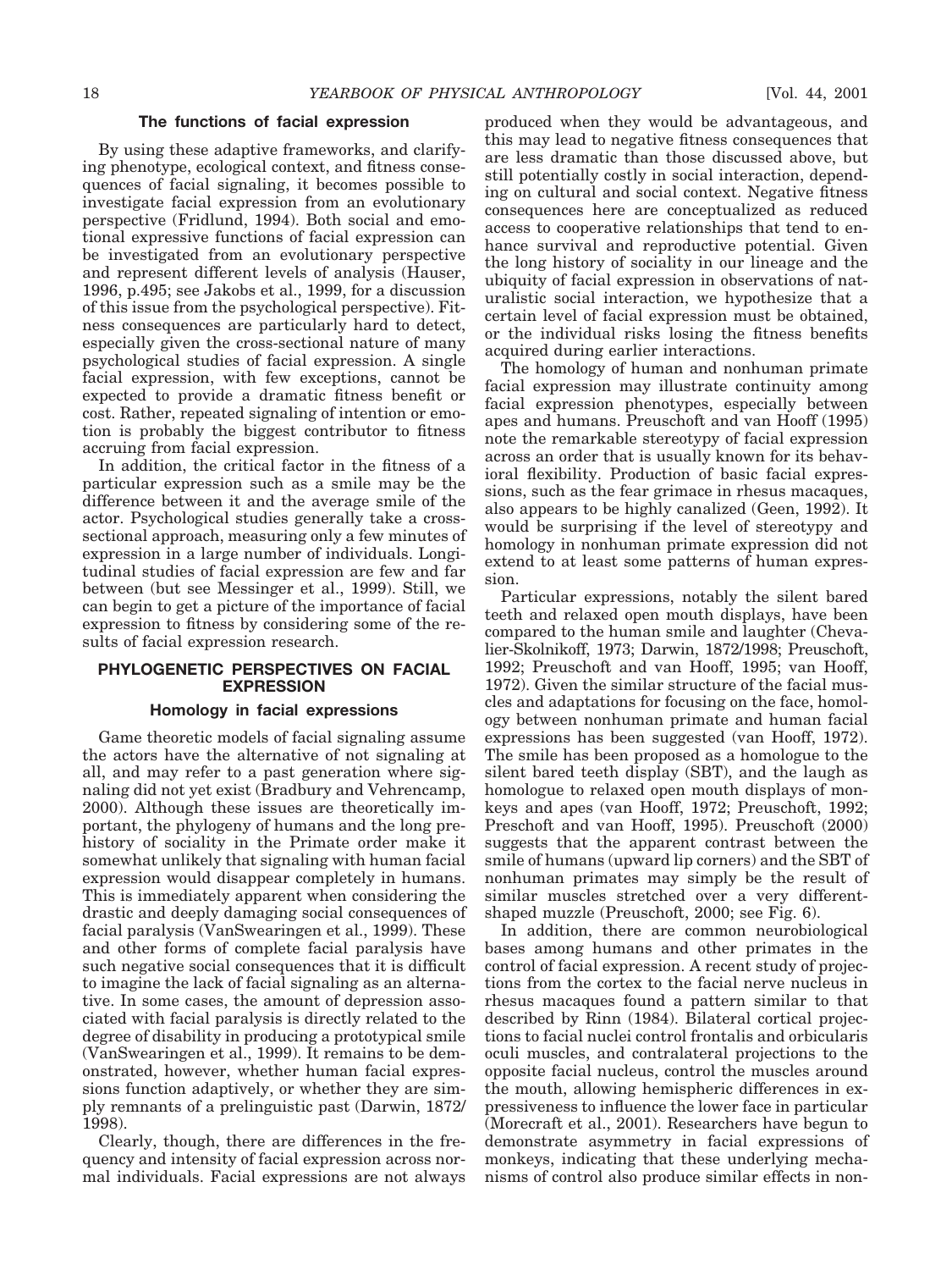### The functions of facial expression

By using these adaptive frameworks, and clarifying phenotype, ecological context, and fitness consequences of facial signaling, it becomes possible to investigate facial expression from an evolutionary perspective (Fridlund, 1994). Both social and emotional expressive functions of facial expression can be investigated from an evolutionary perspective and represent different levels of analysis (Hauser, 1996, p.495; see Jakobs et al., 1999, for a discussion of this issue from the psychological perspective). Fitness consequences are particularly hard to detect, especially given the cross-sectional nature of many psychological studies of facial expression. A single facial expression, with few exceptions, cannot be expected to provide a dramatic fitness benefit or cost. Rather, repeated signaling of intention or emotion is probably the biggest contributor to fitness accruing from facial expression.

In addition, the critical factor in the fitness of a particular expression such as a smile may be the difference between it and the average smile of the actor. Psychological studies generally take a cross-sectional approach, measuring only a few minutes of expression in a large number of individuals. Longitudinal studies of facial expression are few and far between (but see Messinger et al., 1999). Still, we can begin to get a picture of the importance of facial expression to fitness by considering some of the results of facial expression research.

## PHYLOGENETIC PERSPECTIVES ON FACIAL EXPRESSION

### Homology in facial expressions

Game theoretic models of facial signaling assume the actors have the alternative of not signaling at all, and may refer to a past generation where signaling did not yet exist (Bradbury and Vehrencamp, 2000). Although these issues are theoretically important, the phylogeny of humans and the long prehistory of sociality in the Primate order make it somewhat unlikely that signaling with human facial expression would disappear completely in humans. This is immediately apparent when considering the drastic and deeply damaging social consequences of facial paralysis (VanSwearingen et al., 1999). These and other forms of complete facial paralysis have such negative social consequences that it is difficult to imagine the lack of facial signaling as an alternative. In some cases, the amount of depression associated with facial paralysis is directly related to the degree of disability in producing a prototypical smile (VanSwearingen et al., 1999). It remains to be demonstrated, however, whether human facial expressions function adaptively, or whether they are simply remnants of a prelinguistic past (Darwin, 1872/1998).

Clearly, though, there are differences in the frequency and intensity of facial expression across normal individuals. Facial expressions are not always produced when they would be advantageous, and this may lead to negative fitness consequences that are less dramatic than those discussed above, but still potentially costly in social interaction, depending on cultural and social context. Negative fitness consequences here are conceptualized as reduced access to cooperative relationships that tend to enhance survival and reproductive potential. Given the long history of sociality in our lineage and the ubiquity of facial expression in observations of naturalistic social interaction, we hypothesize that a certain level of facial expression must be obtained, or the individual risks losing the fitness benefits acquired during earlier interactions.

The homology of human and nonhuman primate facial expression may illustrate continuity among facial expression phenotypes, especially between apes and humans. Preuschoft and van Hooff (1995) note the remarkable stereotypy of facial expression across an order that is usually known for its behavioral flexibility. Production of basic facial expressions, such as the fear grimace in rhesus macaques, also appears to be highly canalized (Geen, 1992). It would be surprising if the level of stereotypy and homology in nonhuman primate expression did not extend to at least some patterns of human expression.

Particular expressions, notably the silent bared teeth and relaxed open mouth displays, have been compared to the human smile and laughter (Chevalier-Skolnikoff, 1973; Darwin, 1872/1998; Preuschoft, 1992; Preuschoft and van Hooff, 1995; van Hooff, 1972). Given the similar structure of the facial muscles and adaptations for focusing on the face, homology between nonhuman primate and human facial expressions has been suggested (van Hooff, 1972). The smile has been proposed as a homologue to the silent bared teeth display (SBT), and the laugh as homologue to relaxed open mouth displays of monkeys and apes (van Hooff, 1972; Preuschoft, 1992; Preschoft and van Hooff, 1995). Preuschoft (2000) suggests that the apparent contrast between the smile of humans (upward lip corners) and the SBT of nonhuman primates may simply be the result of similar muscles stretched over a very different-shaped muzzle (Preuschoft, 2000; see Fig. 6).

In addition, there are common neurobiological bases among humans and other primates in the control of facial expression. A recent study of projections from the cortex to the facial nerve nucleus in rhesus macaques found a pattern similar to that described by Rinn (1984). Bilateral cortical projections to facial nuclei control frontalis and orbicularis oculi muscles, and contralateral projections to the opposite facial nucleus, control the muscles around the mouth, allowing hemispheric differences in expressiveness to influence the lower face in particular (Morecraft et al., 2001). Researchers have begun to demonstrate asymmetry in facial expressions of monkeys, indicating that these underlying mechanisms of control also produce similar effects in non-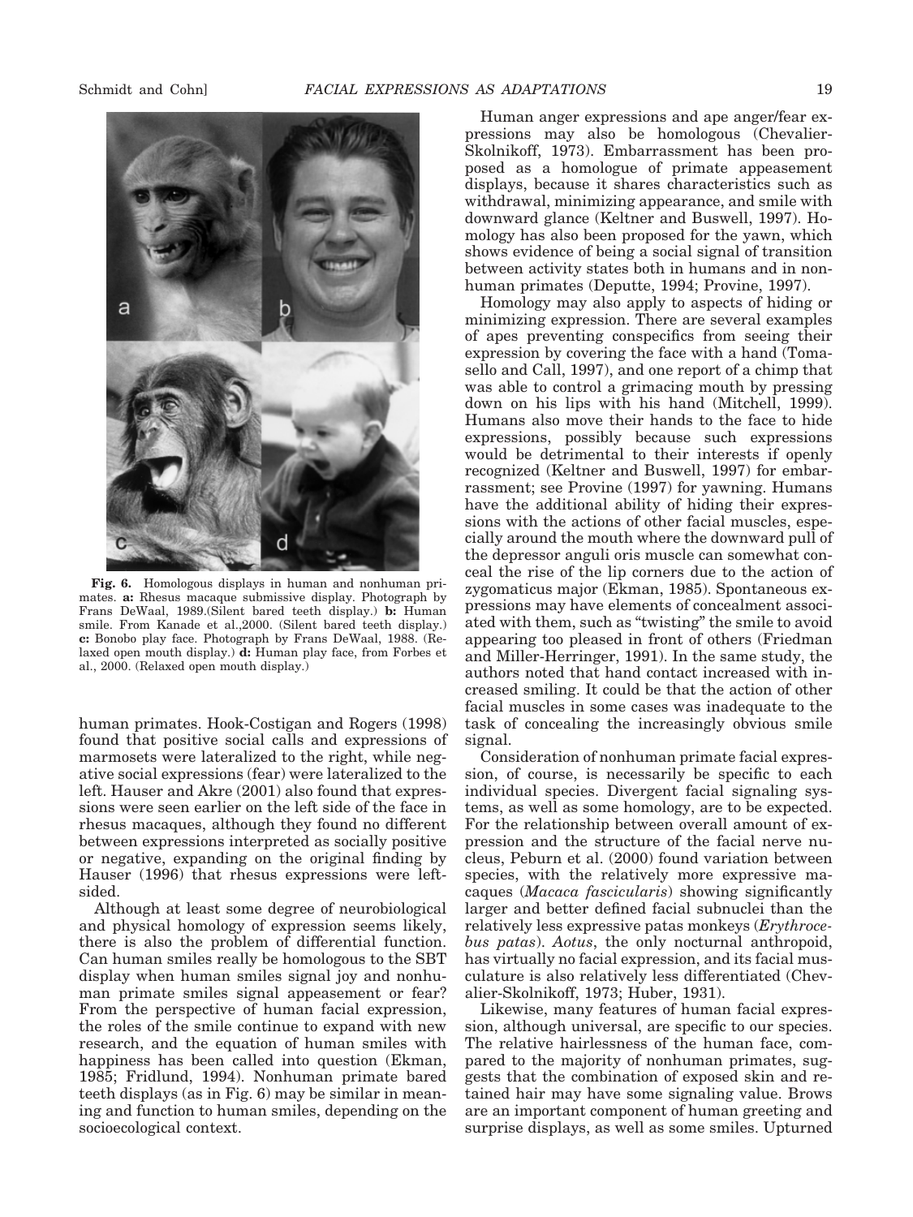**Fig. 6.** Homologous displays in human and nonhuman primates. **a:** Rhesus macaque submissive display. Photograph by Frans DeWaal, 1989.(Silent bared teeth display.) **b:** Human smile. From Kanade et al.,2000. (Silent bared teeth display.) **c:** Bonobo play face. Photograph by Frans DeWaal, 1988. (Relaxed open mouth display.) **d:** Human play face, from Forbes et al., 2000. (Relaxed open mouth display.)

human primates. Hook-Costigan and Rogers (1998) found that positive social calls and expressions of marmosets were lateralized to the right, while negative social expressions (fear) were lateralized to the left. Hauser and Akre (2001) also found that expressions were seen earlier on the left side of the face in rhesus macaques, although they found no different between expressions interpreted as socially positive or negative, expanding on the original finding by Hauser (1996) that rhesus expressions were left-sided.

Although at least some degree of neurobiological and physical homology of expression seems likely, there is also the problem of differential function. Can human smiles really be homologous to the SBT display when human smiles signal joy and nonhuman primate smiles signal appeasement or fear? From the perspective of human facial expression, the roles of the smile continue to expand with new research, and the equation of human smiles with happiness has been called into question (Ekman, 1985; Fridlund, 1994). Nonhuman primate bared teeth displays (as in Fig. 6) may be similar in meaning and function to human smiles, depending on the socioecological context.

Human anger expressions and ape anger/fear expressions may also be homologous (Chevalier-Skolnikoff, 1973). Embarrassment has been proposed as a homologue of primate appeasement displays, because it shares characteristics such as withdrawal, minimizing appearance, and smile with downward glance (Keltner and Buswell, 1997). Homology has also been proposed for the yawn, which shows evidence of being a social signal of transition between activity states both in humans and in nonhuman primates (Deputte, 1994; Provine, 1997).

Homology may also apply to aspects of hiding or minimizing expression. There are several examples of apes preventing conspecifics from seeing their expression by covering the face with a hand (Tomasello and Call, 1997), and one report of a chimp that was able to control a grimacing mouth by pressing down on his lips with his hand (Mitchell, 1999). Humans also move their hands to the face to hide expressions, possibly because such expressions would be detrimental to their interests if openly recognized (Keltner and Buswell, 1997) for embarrassment; see Provine (1997) for yawning. Humans have the additional ability of hiding their expressions with the actions of other facial muscles, especially around the mouth where the downward pull of the depressor anguli oris muscle can somewhat conceal the rise of the lip corners due to the action of zygomaticus major (Ekman, 1985). Spontaneous expressions may have elements of concealment associated with them, such as "twisting" the smile to avoid appearing too pleased in front of others (Friedman and Miller-Herringer, 1991). In the same study, the authors noted that hand contact increased with increased smiling. It could be that the action of other facial muscles in some cases was inadequate to the task of concealing the increasingly obvious smile signal.

Consideration of nonhuman primate facial expression, of course, is necessarily be specific to each individual species. Divergent facial signaling systems, as well as some homology, are to be expected. For the relationship between overall amount of expression and the structure of the facial nerve nucleus, Peburn et al. (2000) found variation between species, with the relatively more expressive macaques (*Macaca fascicularis*) showing significantly larger and better defined facial subnuclei than the relatively less expressive patas monkeys (*Erythrocebus patas*). *Aotus*, the only nocturnal anthropoid, has virtually no facial expression, and its facial musculature is also relatively less differentiated (Chevalier-Skolnikoff, 1973; Huber, 1931).

Likewise, many features of human facial expression, although universal, are specific to our species. The relative hairlessness of the human face, compared to the majority of nonhuman primates, suggests that the combination of exposed skin and retained hair may have some signaling value. Brows are an important component of human greeting and surprise displays, as well as some smiles. Upturned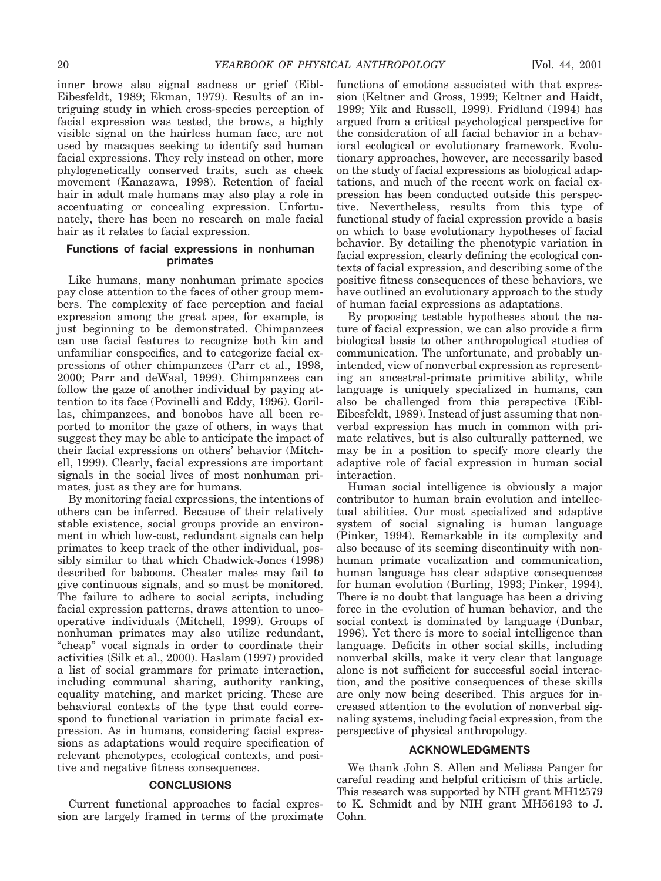inner brows also signal sadness or grief (Eibl-Eibesfeldt, 1989; Ekman, 1979). Results of an intriguing study in which cross-species perception of facial expression was tested, the brows, a highly visible signal on the hairless human face, are not used by macaques seeking to identify sad human facial expressions. They rely instead on other, more phylogenetically conserved traits, such as cheek movement (Kanazawa, 1998). Retention of facial hair in adult male humans may also play a role in accentuating or concealing expression. Unfortunately, there has been no research on male facial hair as it relates to facial expression.

### Functions of facial expressions in nonhuman primates

Like humans, many nonhuman primate species pay close attention to the faces of other group members. The complexity of face perception and facial expression among the great apes, for example, is just beginning to be demonstrated. Chimpanzees can use facial features to recognize both kin and unfamiliar conspecifics, and to categorize facial expressions of other chimpanzees (Parr et al., 1998, 2000; Parr and deWaal, 1999). Chimpanzees can follow the gaze of another individual by paying attention to its face (Povinelli and Eddy, 1996). Gorillas, chimpanzees, and bonobos have all been reported to monitor the gaze of others, in ways that suggest they may be able to anticipate the impact of their facial expressions on others' behavior (Mitchell, 1999). Clearly, facial expressions are important signals in the social lives of most nonhuman primates, just as they are for humans.

By monitoring facial expressions, the intentions of others can be inferred. Because of their relatively stable existence, social groups provide an environment in which low-cost, redundant signals can help primates to keep track of the other individual, possibly similar to that which Chadwick-Jones (1998) described for baboons. Cheater males may fail to give continuous signals, and so must be monitored. The failure to adhere to social scripts, including facial expression patterns, draws attention to uncooperative individuals (Mitchell, 1999). Groups of nonhuman primates may also utilize redundant, "cheap" vocal signals in order to coordinate their activities (Silk et al., 2000). Haslam (1997) provided a list of social grammars for primate interaction, including communal sharing, authority ranking, equality matching, and market pricing. These are behavioral contexts of the type that could correspond to functional variation in primate facial expression. As in humans, considering facial expressions as adaptations would require specification of relevant phenotypes, ecological contexts, and positive and negative fitness consequences.

## CONCLUSIONS

Current functional approaches to facial expression are largely framed in terms of the proximate functions of emotions associated with that expression (Keltner and Gross, 1999; Keltner and Haidt, 1999; Yik and Russell, 1999). Fridlund (1994) has argued from a critical psychological perspective for the consideration of all facial behavior in a behavioral ecological or evolutionary framework. Evolutionary approaches, however, are necessarily based on the study of facial expressions as biological adaptations, and much of the recent work on facial expression has been conducted outside this perspective. Nevertheless, results from this type of functional study of facial expression provide a basis on which to base evolutionary hypotheses of facial behavior. By detailing the phenotypic variation in facial expression, clearly defining the ecological contexts of facial expression, and describing some of the positive fitness consequences of these behaviors, we have outlined an evolutionary approach to the study of human facial expressions as adaptations.

By proposing testable hypotheses about the nature of facial expression, we can also provide a firm biological basis to other anthropological studies of communication. The unfortunate, and probably unintended, view of nonverbal expression as representing an ancestral-primate primitive ability, while language is uniquely specialized in humans, can also be challenged from this perspective (Eibl-Eibesfeldt, 1989). Instead of just assuming that nonverbal expression has much in common with primate relatives, but is also culturally patterned, we may be in a position to specify more clearly the adaptive role of facial expression in human social interaction.

Human social intelligence is obviously a major contributor to human brain evolution and intellectual abilities. Our most specialized and adaptive system of social signaling is human language (Pinker, 1994). Remarkable in its complexity and also because of its seeming discontinuity with nonhuman primate vocalization and communication, human language has clear adaptive consequences for human evolution (Burling, 1993; Pinker, 1994). There is no doubt that language has been a driving force in the evolution of human behavior, and the social context is dominated by language (Dunbar, 1996). Yet there is more to social intelligence than language. Deficits in other social skills, including nonverbal skills, make it very clear that language alone is not sufficient for successful social interaction, and the positive consequences of these skills are only now being described. This argues for increased attention to the evolution of nonverbal signaling systems, including facial expression, from the perspective of physical anthropology.

## ACKNOWLEDGMENTS

We thank John S. Allen and Melissa Panger for careful reading and helpful criticism of this article. This research was supported by NIH grant MH12579 to K. Schmidt and by NIH grant MH56193 to J. Cohn.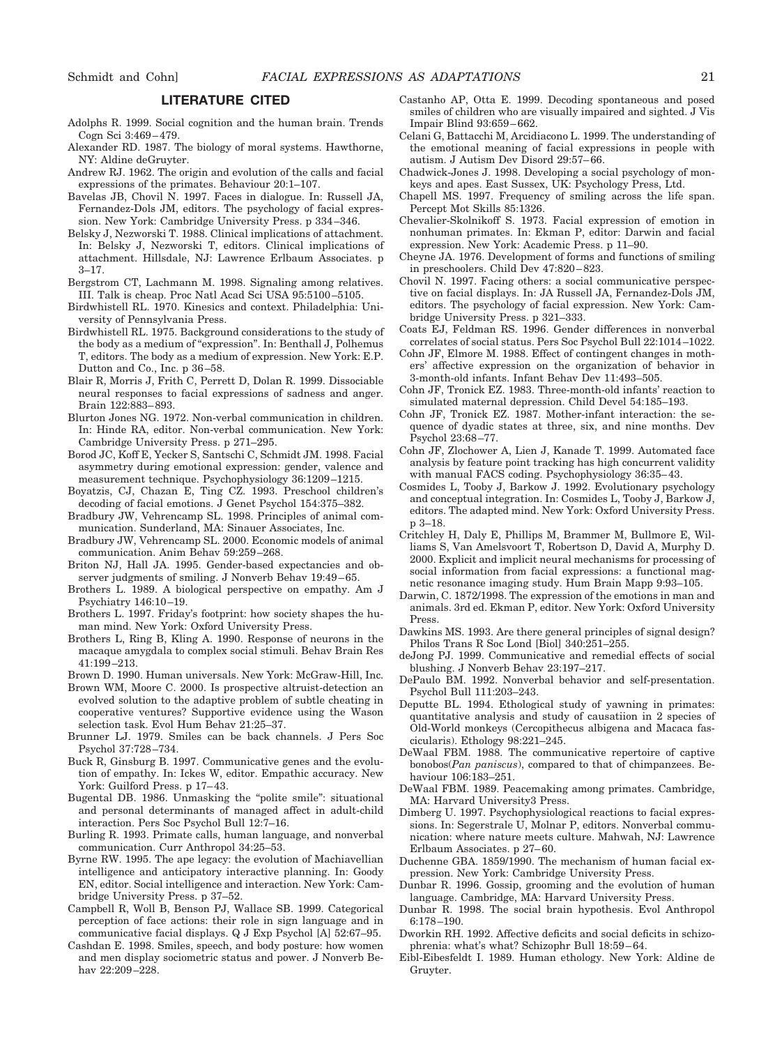## LITERATURE CITED

Adolphs R. 1999. Social cognition and the human brain. Trends Cogn Sci 3:469–479.

Alexander RD. 1987. The biology of moral systems. Hawthorne, NY: Aldine deGruyter.

Andrew RJ. 1962. The origin and evolution of the calls and facial expressions of the primates. Behaviour 20:1–107.

Bavelas JB, Chovil N. 1997. Faces in dialogue. In: Russell JA, Fernandez-Dols JM, editors. The psychology of facial expression. New York: Cambridge University Press. p 334–346.

Belsky J, Nezworski T. 1988. Clinical implications of attachment. In: Belsky J, Nezworski T, editors. Clinical implications of attachment. Hillsdale, NJ: Lawrence Erlbaum Associates. p 3–17.

Bergstrom CT, Lachmann M. 1998. Signaling among relatives. III. Talk is cheap. Proc Natl Acad Sci USA 95:5100–5105.

Birdwhistell RL. 1970. Kinesics and context. Philadelphia: University of Pennsylvania Press.

Birdwhistell RL. 1975. Background considerations to the study of the body as a medium of "expression". In: Benthall J, Polhemus T, editors. The body as a medium of expression. New York: E.P. Dutton and Co., Inc. p 36–58.

Blair R, Morris J, Frith C, Perrett D, Dolan R. 1999. Dissociable neural responses to facial expressions of sadness and anger. Brain 122:883–893.

Blurton Jones NG. 1972. Non-verbal communication in children. In: Hinde RA, editor. Non-verbal communication. New York: Cambridge University Press. p 271–295.

Borod JC, Koff E, Yecker S, Santschi C, Schmidt JM. 1998. Facial asymmetry during emotional expression: gender, valence and measurement technique. Psychophysiology 36:1209–1215.

Boyatzis, CJ, Chazan E, Ting CZ. 1993. Preschool children's decoding of facial emotions. J Genet Psychol 154:375–382.

Bradbury JW, Vehrencamp SL. 1998. Principles of animal communication. Sunderland, MA: Sinauer Associates, Inc.

Bradbury JW, Vehrencamp SL. 2000. Economic models of animal communication. Anim Behav 59:259–268.

Briton NJ, Hall JA. 1995. Gender-based expectancies and observer judgments of smiling. J Nonverb Behav 19:49–65.

Brothers L. 1989. A biological perspective on empathy. Am J Psychiatry 146:10–19.

Brothers L. 1997. Friday's footprint: how society shapes the human mind. New York: Oxford University Press.

Brothers L, Ring B, Kling A. 1990. Response of neurons in the macaque amygdala to complex social stimuli. Behav Brain Res 41:199–213.

Brown D. 1990. Human universals. New York: McGraw-Hill, Inc.

Brown WM, Moore C. 2000. Is prospective altruist-detection an evolved solution to the adaptive problem of subtle cheating in cooperative ventures? Supportive evidence using the Wason selection task. Evol Hum Behav 21:25–37.

Brunner LJ. 1979. Smiles can be back channels. J Pers Soc Psychol 37:728–734.

Buck R, Ginsburg B. 1997. Communicative genes and the evolution of empathy. In: Ickes W, editor. Empathic accuracy. New York: Guilford Press. p 17–43.

Bugental DB. 1986. Unmasking the "polite smile": situational and personal determinants of managed affect in adult-child interaction. Pers Soc Psychol Bull 12:7–16.

Burling R. 1993. Primate calls, human language, and nonverbal communication. Curr Anthropol 34:25–53.

Byrne RW. 1995. The ape legacy: the evolution of Machiavellian intelligence and anticipatory interactive planning. In: Goody EN, editor. Social intelligence and interaction. New York: Cambridge University Press. p 37–52.

Campbell R, Woll B, Benson PJ, Wallace SB. 1999. Categorical perception of face actions: their role in sign language and in communicative facial displays. Q J Exp Psychol [A] 52:67–95.

Cashdan E. 1998. Smiles, speech, and body posture: how women and men display sociometric status and power. J Nonverb Behav 22:209–228.

Castanho AP, Otta E. 1999. Decoding spontaneous and posed smiles of children who are visually impaired and sighted. J Vis Impair Blind 93:659–662.

Celani G, Battacchi M, Arcidiacono L. 1999. The understanding of the emotional meaning of facial expressions in people with autism. J Autism Dev Disord 29:57–66.

Chadwick-Jones J. 1998. Developing a social psychology of monkeys and apes. East Sussex, UK: Psychology Press, Ltd.

Chapell MS. 1997. Frequency of smiling across the life span. Percept Mot Skills 85:1326.

Chevalier-Skolnikoff S. 1973. Facial expression of emotion in nonhuman primates. In: Ekman P, editor: Darwin and facial expression. New York: Academic Press. p 11–90.

Cheyne JA. 1976. Development of forms and functions of smiling in preschoolers. Child Dev 47:820–823.

Chovil N. 1997. Facing others: a social communicative perspective on facial displays. In: JA Russell JA, Fernandez-Dols JM, editors. The psychology of facial expression. New York: Cambridge University Press. p 321–333.

Coats EJ, Feldman RS. 1996. Gender differences in nonverbal correlates of social status. Pers Soc Psychol Bull 22:1014–1022.

Cohn JF, Elmore M. 1988. Effect of contingent changes in mothers' affective expression on the organization of behavior in 3-month-old infants. Infant Behav Dev 11:493–505.

Cohn JF, Tronick EZ. 1983. Three-month-old infants' reaction to simulated maternal depression. Child Devel 54:185–193.

Cohn JF, Tronick EZ. 1987. Mother-infant interaction: the sequence of dyadic states at three, six, and nine months. Dev Psychol 23:68–77.

Cohn JF, Zlochower A, Lien J, Kanade T. 1999. Automated face analysis by feature point tracking has high concurrent validity with manual FACS coding. Psychophysiology 36:35–43.

Cosmides L, Tooby J, Barkow J. 1992. Evolutionary psychology and conceptual integration. In: Cosmides L, Tooby J, Barkow J, editors. The adapted mind. New York: Oxford University Press. p 3–18.

Critchley H, Daly E, Phillips M, Brammer M, Bullmore E, Williams S, Van Amelsvoort T, Robertson D, David A, Murphy D. 2000. Explicit and implicit neural mechanisms for processing of social information from facial expressions: a functional magnetic resonance imaging study. Hum Brain Mapp 9:93–105.

Darwin, C. 1872/1998. The expression of the emotions in man and animals. 3rd ed. Ekman P, editor. New York: Oxford University Press.

Dawkins MS. 1993. Are there general principles of signal design? Philos Trans R Soc Lond [Biol] 340:251–255.

deJong PJ. 1999. Communicative and remedial effects of social blushing. J Nonverb Behav 23:197–217.

DePaulo BM. 1992. Nonverbal behavior and self-presentation. Psychol Bull 111:203–243.

Deputte BL. 1994. Ethological study of yawning in primates: quantitative analysis and study of causatiion in 2 species of Old-World monkeys (Cercopithecus albigena and Macaca fascicularis). Ethology 98:221–245.

DeWaal FBM. 1988. The communicative repertoire of captive bonobos(*Pan paniscus*), compared to that of chimpanzees. Behaviour 106:183–251.

DeWaal FBM. 1989. Peacemaking among primates. Cambridge, MA: Harvard University3 Press.

Dimberg U. 1997. Psychophysiological reactions to facial expressions. In: Segerstrale U, Molnar P, editors. Nonverbal communication: where nature meets culture. Mahwah, NJ: Lawrence Erlbaum Associates. p 27–60.

Duchenne GBA. 1859/1990. The mechanism of human facial expression. New York: Cambridge University Press.

Dunbar R. 1996. Gossip, grooming and the evolution of human language. Cambridge, MA: Harvard University Press.

Dunbar R. 1998. The social brain hypothesis. Evol Anthropol 6:178–190.

Dworkin RH. 1992. Affective deficits and social deficits in schizophrenia: what's what? Schizophr Bull 18:59–64.

Eibl-Eibesfeldt I. 1989. Human ethology. New York: Aldine de Gruyter.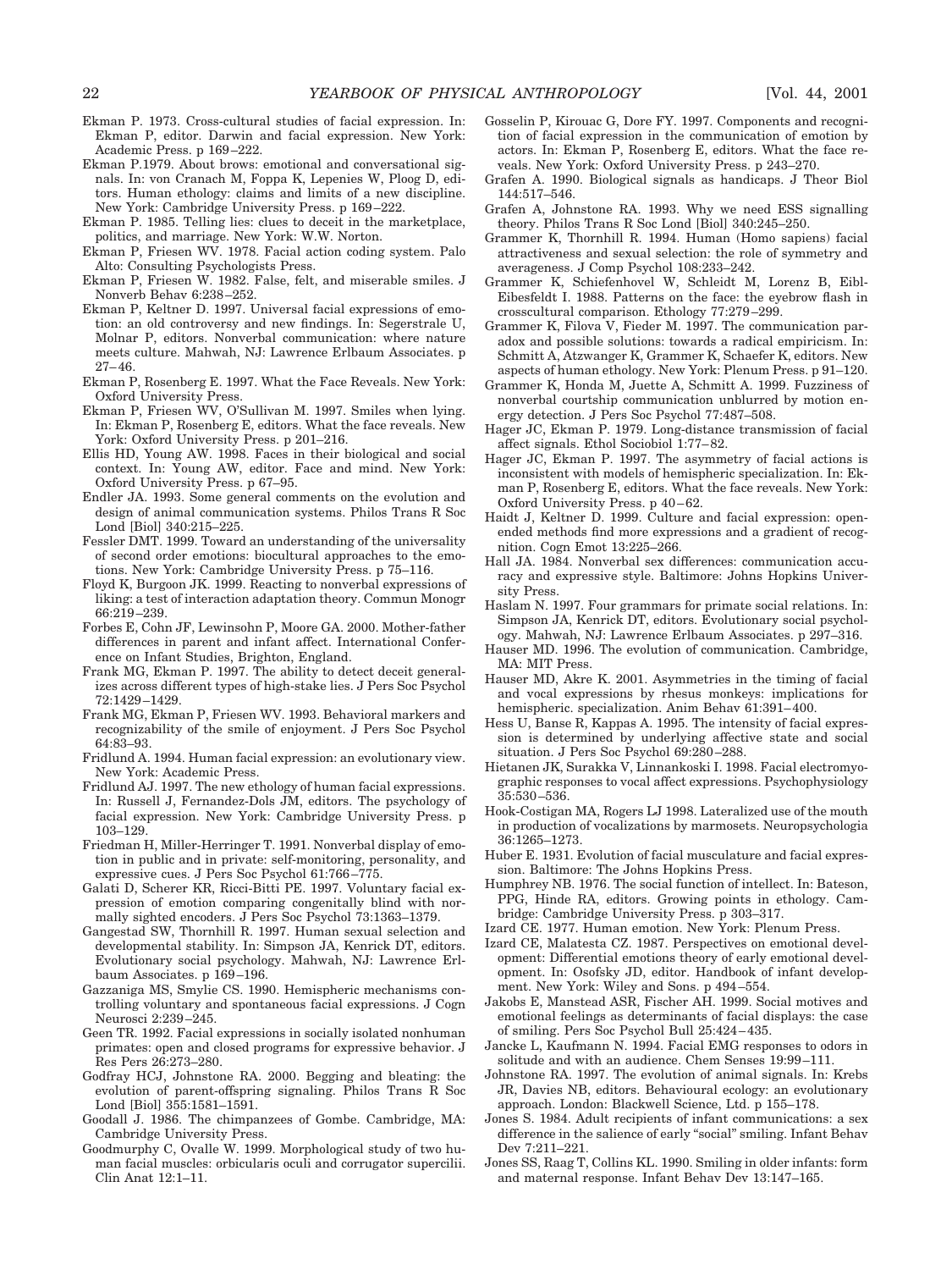Ekman P. 1973. Cross-cultural studies of facial expression. In: Ekman P, editor. Darwin and facial expression. New York: Academic Press. p 169–222.

Ekman P.1979. About brows: emotional and conversational signals. In: von Cranach M, Foppa K, Lepenies W, Ploog D, editors. Human ethology: claims and limits of a new discipline. New York: Cambridge University Press. p 169–222.

Ekman P. 1985. Telling lies: clues to deceit in the marketplace, politics, and marriage. New York: W.W. Norton.

Ekman P, Friesen WV. 1978. Facial action coding system. Palo Alto: Consulting Psychologists Press.

Ekman P, Friesen W. 1982. False, felt, and miserable smiles. J Nonverb Behav 6:238–252.

Ekman P, Keltner D. 1997. Universal facial expressions of emotion: an old controversy and new findings. In: Segerstrale U, Molnar P, editors. Nonverbal communication: where nature meets culture. Mahwah, NJ: Lawrence Erlbaum Associates. p 27–46.

Ekman P, Rosenberg E. 1997. What the Face Reveals. New York: Oxford University Press.

Ekman P, Friesen WV, O'Sullivan M. 1997. Smiles when lying. In: Ekman P, Rosenberg E, editors. What the face reveals. New York: Oxford University Press. p 201–216.

Ellis HD, Young AW. 1998. Faces in their biological and social context. In: Young AW, editor. Face and mind. New York: Oxford University Press. p 67–95.

Endler JA. 1993. Some general comments on the evolution and design of animal communication systems. Philos Trans R Soc Lond [Biol] 340:215–225.

Fessler DMT. 1999. Toward an understanding of the universality of second order emotions: biocultural approaches to the emotions. New York: Cambridge University Press. p 75–116.

Floyd K, Burgoon JK. 1999. Reacting to nonverbal expressions of liking: a test of interaction adaptation theory. Commun Monogr 66:219–239.

Forbes E, Cohn JF, Lewinsohn P, Moore GA. 2000. Mother-father differences in parent and infant affect. International Conference on Infant Studies, Brighton, England.

Frank MG, Ekman P. 1997. The ability to detect deceit generalizes across different types of high-stake lies. J Pers Soc Psychol 72:1429–1429.

Frank MG, Ekman P, Friesen WV. 1993. Behavioral markers and recognizability of the smile of enjoyment. J Pers Soc Psychol 64:83–93.

Fridlund A. 1994. Human facial expression: an evolutionary view. New York: Academic Press.

Fridlund AJ. 1997. The new ethology of human facial expressions. In: Russell J, Fernandez-Dols JM, editors. The psychology of facial expression. New York: Cambridge University Press. p 103–129.

Friedman H, Miller-Herringer T. 1991. Nonverbal display of emotion in public and in private: self-monitoring, personality, and expressive cues. J Pers Soc Psychol 61:766–775.

Galati D, Scherer KR, Ricci-Bitti PE. 1997. Voluntary facial expression of emotion comparing congenitally blind with normally sighted encoders. J Pers Soc Psychol 73:1363–1379.

Gangestad SW, Thornhill R. 1997. Human sexual selection and developmental stability. In: Simpson JA, Kenrick DT, editors. Evolutionary social psychology. Mahwah, NJ: Lawrence Erlbaum Associates. p 169–196.

Gazzaniga MS, Smylie CS. 1990. Hemispheric mechanisms controlling voluntary and spontaneous facial expressions. J Cogn Neurosci 2:239–245.

Geen TR. 1992. Facial expressions in socially isolated nonhuman primates: open and closed programs for expressive behavior. J Res Pers 26:273–280.

Godfray HCJ, Johnstone RA. 2000. Begging and bleating: the evolution of parent-offspring signaling. Philos Trans R Soc Lond [Biol] 355:1581–1591.

Goodall J. 1986. The chimpanzees of Gombe. Cambridge, MA: Cambridge University Press.

Goodmurphy C, Ovalle W. 1999. Morphological study of two human facial muscles: orbicularis oculi and corrugator supercilii. Clin Anat 12:1–11.

Gosselin P, Kirouac G, Dore FY. 1997. Components and recognition of facial expression in the communication of emotion by actors. In: Ekman P, Rosenberg E, editors. What the face reveals. New York: Oxford University Press. p 243–270.

Grafen A. 1990. Biological signals as handicaps. J Theor Biol 144:517–546.

Grafen A, Johnstone RA. 1993. Why we need ESS signalling theory. Philos Trans R Soc Lond [Biol] 340:245–250.

Grammer K, Thornhill R. 1994. Human (Homo sapiens) facial attractiveness and sexual selection: the role of symmetry and averageness. J Comp Psychol 108:233–242.

Grammer K, Schiefenhovel W, Schleidt M, Lorenz B, Eibl-Eibesfeldt I. 1988. Patterns on the face: the eyebrow flash in crosscultural comparison. Ethology 77:279–299.

Grammer K, Filova V, Fieder M. 1997. The communication paradox and possible solutions: towards a radical empiricism. In: Schmitt A, Atzwanger K, Grammer K, Schaefer K, editors. New aspects of human ethology. New York: Plenum Press. p 91–120.

Grammer K, Honda M, Juette A, Schmitt A. 1999. Fuzziness of nonverbal courtship communication unblurred by motion energy detection. J Pers Soc Psychol 77:487–508.

Hager JC, Ekman P. 1979. Long-distance transmission of facial affect signals. Ethol Sociobiol 1:77–82.

Hager JC, Ekman P. 1997. The asymmetry of facial actions is inconsistent with models of hemispheric specialization. In: Ekman P, Rosenberg E, editors. What the face reveals. New York: Oxford University Press. p 40–62.

Haidt J, Keltner D. 1999. Culture and facial expression: open-ended methods find more expressions and a gradient of recognition. Cogn Emot 13:225–266.

Hall JA. 1984. Nonverbal sex differences: communication accuracy and expressive style. Baltimore: Johns Hopkins University Press.

Haslam N. 1997. Four grammars for primate social relations. In: Simpson JA, Kenrick DT, editors. Evolutionary social psychology. Mahwah, NJ: Lawrence Erlbaum Associates. p 297–316.

Hauser MD. 1996. The evolution of communication. Cambridge, MA: MIT Press.

Hauser MD, Akre K. 2001. Asymmetries in the timing of facial and vocal expressions by rhesus monkeys: implications for hemispheric. specialization. Anim Behav 61:391–400.

Hess U, Banse R, Kappas A. 1995. The intensity of facial expression is determined by underlying affective state and social situation. J Pers Soc Psychol 69:280–288.

Hietanen JK, Surakka V, Linnankoski I. 1998. Facial electromyographic responses to vocal affect expressions. Psychophysiology 35:530–536.

Hook-Costigan MA, Rogers LJ 1998. Lateralized use of the mouth in production of vocalizations by marmosets. Neuropsychologia 36:1265–1273.

Huber E. 1931. Evolution of facial musculature and facial expression. Baltimore: The Johns Hopkins Press.

Humphrey NB. 1976. The social function of intellect. In: Bateson, PPG, Hinde RA, editors. Growing points in ethology. Cambridge: Cambridge University Press. p 303–317.

Izard CE. 1977. Human emotion. New York: Plenum Press.

Izard CE, Malatesta CZ. 1987. Perspectives on emotional development: Differential emotions theory of early emotional development. In: Osofsky JD, editor. Handbook of infant development. New York: Wiley and Sons. p 494–554.

Jakobs E, Manstead ASR, Fischer AH. 1999. Social motives and emotional feelings as determinants of facial displays: the case of smiling. Pers Soc Psychol Bull 25:424–435.

Jancke L, Kaufmann N. 1994. Facial EMG responses to odors in solitude and with an audience. Chem Senses 19:99–111.

Johnstone RA. 1997. The evolution of animal signals. In: Krebs JR, Davies NB, editors. Behavioural ecology: an evolutionary approach. London: Blackwell Science, Ltd. p 155–178.

Jones S. 1984. Adult recipients of infant communications: a sex difference in the salience of early "social" smiling. Infant Behav Dev 7:211–221.

Jones SS, Raag T, Collins KL. 1990. Smiling in older infants: form and maternal response. Infant Behav Dev 13:147–165.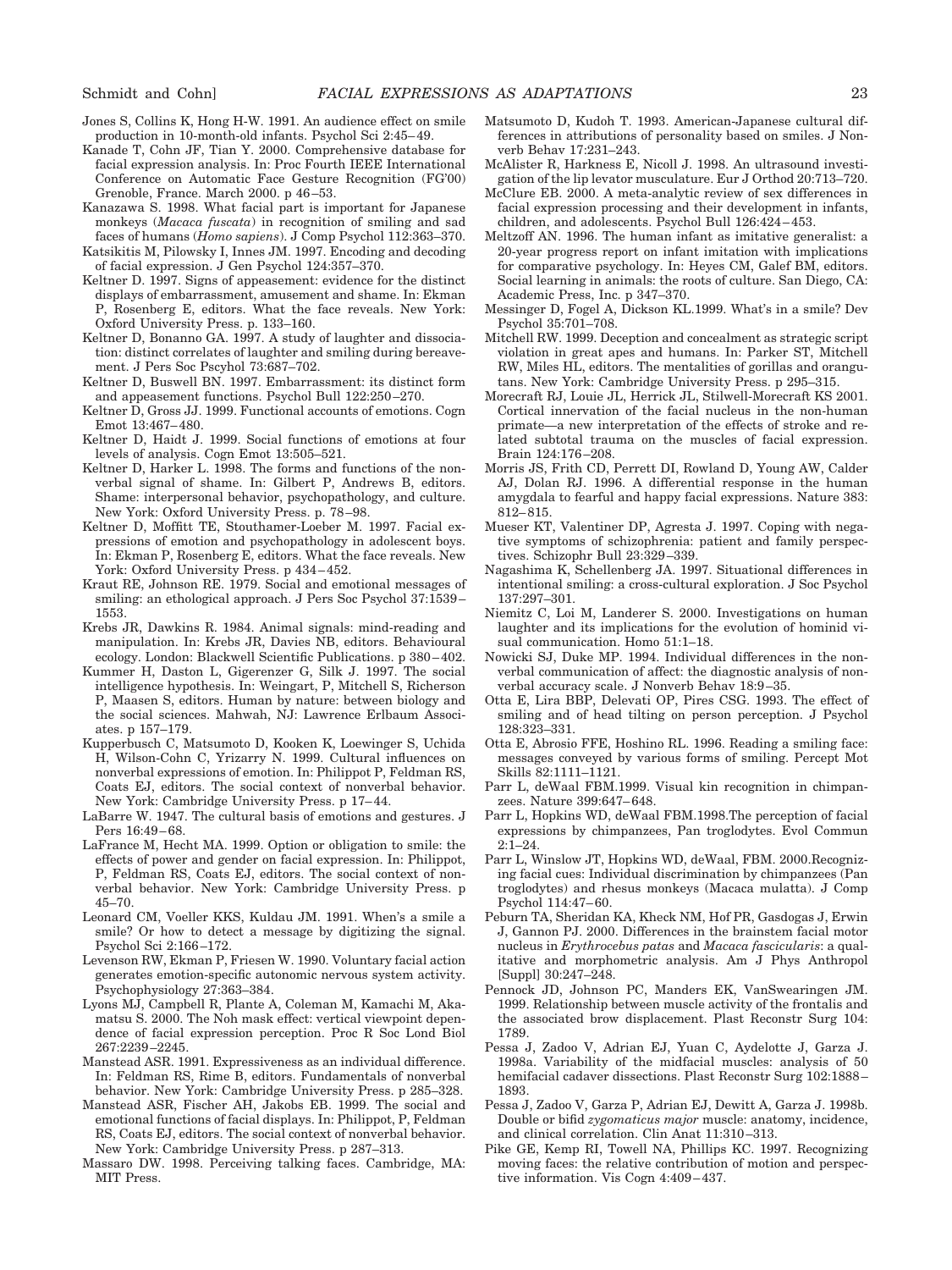Jones S, Collins K, Hong H-W. 1991. An audience effect on smile production in 10-month-old infants. Psychol Sci 2:45–49.

Kanade T, Cohn JF, Tian Y. 2000. Comprehensive database for facial expression analysis. In: Proc Fourth IEEE International Conference on Automatic Face Gesture Recognition (FG'00) Grenoble, France. March 2000. p 46–53.

Kanazawa S. 1998. What facial part is important for Japanese monkeys (*Macaca fuscata*) in recognition of smiling and sad faces of humans (*Homo sapiens*). J Comp Psychol 112:363–370.

Katsikitis M, Pilowsky I, Innes JM. 1997. Encoding and decoding of facial expression. J Gen Psychol 124:357–370.

Keltner D. 1997. Signs of appeasement: evidence for the distinct displays of embarrassment, amusement and shame. In: Ekman P, Rosenberg E, editors. What the face reveals. New York: Oxford University Press. p. 133–160.

Keltner D, Bonanno GA. 1997. A study of laughter and dissociation: distinct correlates of laughter and smiling during bereavement. J Pers Soc Pscyhol 73:687–702.

Keltner D, Buswell BN. 1997. Embarrassment: its distinct form and appeasement functions. Psychol Bull 122:250–270.

Keltner D, Gross JJ. 1999. Functional accounts of emotions. Cogn Emot 13:467–480.

Keltner D, Haidt J. 1999. Social functions of emotions at four levels of analysis. Cogn Emot 13:505–521.

Keltner D, Harker L. 1998. The forms and functions of the nonverbal signal of shame. In: Gilbert P, Andrews B, editors. Shame: interpersonal behavior, psychopathology, and culture. New York: Oxford University Press. p. 78–98.

Keltner D, Moffitt TE, Stouthamer-Loeber M. 1997. Facial expressions of emotion and psychopathology in adolescent boys. In: Ekman P, Rosenberg E, editors. What the face reveals. New York: Oxford University Press. p 434–452.

Kraut RE, Johnson RE. 1979. Social and emotional messages of smiling: an ethological approach. J Pers Soc Psychol 37:1539–1553.

Krebs JR, Dawkins R. 1984. Animal signals: mind-reading and manipulation. In: Krebs JR, Davies NB, editors. Behavioural ecology. London: Blackwell Scientific Publications. p 380–402.

Kummer H, Daston L, Gigerenzer G, Silk J. 1997. The social intelligence hypothesis. In: Weingart, P, Mitchell S, Richerson P, Maasen S, editors. Human by nature: between biology and the social sciences. Mahwah, NJ: Lawrence Erlbaum Associates. p 157–179.

Kupperbusch C, Matsumoto D, Kooken K, Loewinger S, Uchida H, Wilson-Cohn C, Yrizarry N. 1999. Cultural influences on nonverbal expressions of emotion. In: Philippot P, Feldman RS, Coats EJ, editors. The social context of nonverbal behavior. New York: Cambridge University Press. p 17–44.

LaBarre W. 1947. The cultural basis of emotions and gestures. J Pers 16:49–68.

LaFrance M, Hecht MA. 1999. Option or obligation to smile: the effects of power and gender on facial expression. In: Philippot, P, Feldman RS, Coats EJ, editors. The social context of nonverbal behavior. New York: Cambridge University Press. p 45–70.

Leonard CM, Voeller KKS, Kuldau JM. 1991. When's a smile a smile? Or how to detect a message by digitizing the signal. Psychol Sci 2:166–172.

Levenson RW, Ekman P, Friesen W. 1990. Voluntary facial action generates emotion-specific autonomic nervous system activity. Psychophysiology 27:363–384.

Lyons MJ, Campbell R, Plante A, Coleman M, Kamachi M, Akamatsu S. 2000. The Noh mask effect: vertical viewpoint dependence of facial expression perception. Proc R Soc Lond Biol 267:2239–2245.

Manstead ASR. 1991. Expressiveness as an individual difference. In: Feldman RS, Rime B, editors. Fundamentals of nonverbal behavior. New York: Cambridge University Press. p 285–328.

Manstead ASR, Fischer AH, Jakobs EB. 1999. The social and emotional functions of facial displays. In: Philippot, P, Feldman RS, Coats EJ, editors. The social context of nonverbal behavior. New York: Cambridge University Press. p 287–313.

Massaro DW. 1998. Perceiving talking faces. Cambridge, MA: MIT Press.

Matsumoto D, Kudoh T. 1993. American-Japanese cultural differences in attributions of personality based on smiles. J Nonverb Behav 17:231–243.

McAlister R, Harkness E, Nicoll J. 1998. An ultrasound investigation of the lip levator musculature. Eur J Orthod 20:713–720.

McClure EB. 2000. A meta-analytic review of sex differences in facial expression processing and their development in infants, children, and adolescents. Psychol Bull 126:424–453.

Meltzoff AN. 1996. The human infant as imitative generalist: a 20-year progress report on infant imitation with implications for comparative psychology. In: Heyes CM, Galef BM, editors. Social learning in animals: the roots of culture. San Diego, CA: Academic Press, Inc. p 347–370.

Messinger D, Fogel A, Dickson KL.1999. What's in a smile? Dev Psychol 35:701–708.

Mitchell RW. 1999. Deception and concealment as strategic script violation in great apes and humans. In: Parker ST, Mitchell RW, Miles HL, editors. The mentalities of gorillas and orangutans. New York: Cambridge University Press. p 295–315.

Morecraft RJ, Louie JL, Herrick JL, Stilwell-Morecraft KS 2001. Cortical innervation of the facial nucleus in the non-human primate—a new interpretation of the effects of stroke and related subtotal trauma on the muscles of facial expression. Brain 124:176–208.

Morris JS, Frith CD, Perrett DI, Rowland D, Young AW, Calder AJ, Dolan RJ. 1996. A differential response in the human amygdala to fearful and happy facial expressions. Nature 383: 812–815.

Mueser KT, Valentiner DP, Agresta J. 1997. Coping with negative symptoms of schizophrenia: patient and family perspectives. Schizophr Bull 23:329–339.

Nagashima K, Schellenberg JA. 1997. Situational differences in intentional smiling: a cross-cultural exploration. J Soc Psychol 137:297–301.

Niemitz C, Loi M, Landerer S. 2000. Investigations on human laughter and its implications for the evolution of hominid visual communication. Homo 51:1–18.

Nowicki SJ, Duke MP. 1994. Individual differences in the nonverbal communication of affect: the diagnostic analysis of nonverbal accuracy scale. J Nonverb Behav 18:9–35.

Otta E, Lira BBP, Delevati OP, Pires CSG. 1993. The effect of smiling and of head tilting on person perception. J Psychol 128:323–331.

Otta E, Abrosio FFE, Hoshino RL. 1996. Reading a smiling face: messages conveyed by various forms of smiling. Percept Mot Skills 82:1111–1121.

Parr L, deWaal FBM.1999. Visual kin recognition in chimpanzees. Nature 399:647–648.

Parr L, Hopkins WD, deWaal FBM.1998.The perception of facial expressions by chimpanzees, Pan troglodytes. Evol Commun 2:1–24.

Parr L, Winslow JT, Hopkins WD, deWaal, FBM. 2000.Recognizing facial cues: Individual discrimination by chimpanzees (Pan troglodytes) and rhesus monkeys (Macaca mulatta). J Comp Psychol 114:47–60.

Peburn TA, Sheridan KA, Kheck NM, Hof PR, Gasdogas J, Erwin J, Gannon PJ. 2000. Differences in the brainstem facial motor nucleus in *Erythrocebus patas* and *Macaca fascicularis*: a qualitative and morphometric analysis. Am J Phys Anthropol [Suppl] 30:247–248.

Pennock JD, Johnson PC, Manders EK, VanSwearingen JM. 1999. Relationship between muscle activity of the frontalis and the associated brow displacement. Plast Reconstr Surg 104: 1789.

Pessa J, Zadoo V, Adrian EJ, Yuan C, Aydelotte J, Garza J. 1998a. Variability of the midfacial muscles: analysis of 50 hemifacial cadaver dissections. Plast Reconstr Surg 102:1888–1893.

Pessa J, Zadoo V, Garza P, Adrian EJ, Dewitt A, Garza J. 1998b. Double or bifid *zygomaticus major* muscle: anatomy, incidence, and clinical correlation. Clin Anat 11:310–313.

Pike GE, Kemp RI, Towell NA, Phillips KC. 1997. Recognizing moving faces: the relative contribution of motion and perspective information. Vis Cogn 4:409–437.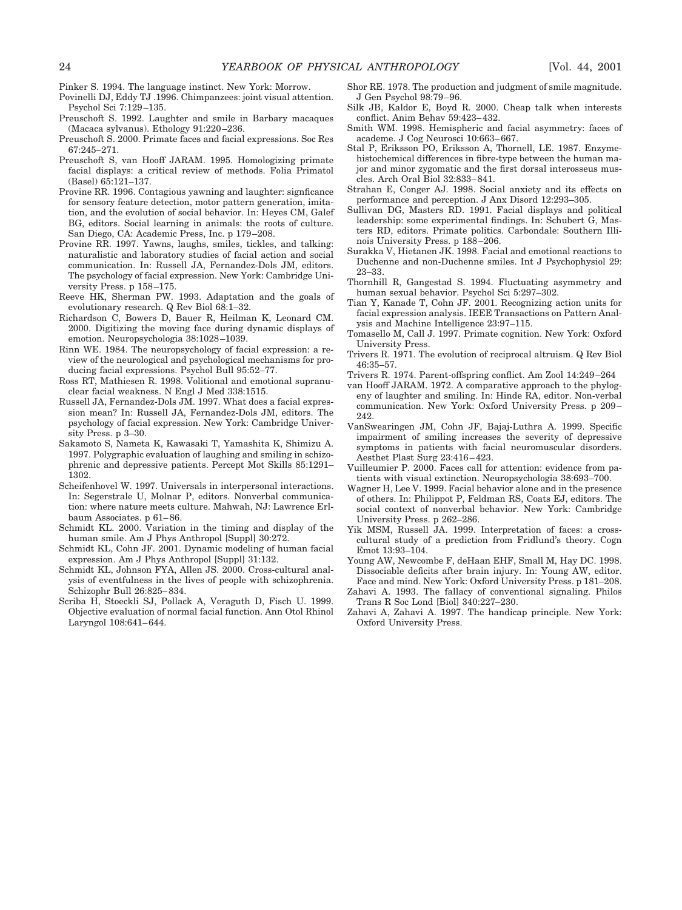Pinker S. 1994. The language instinct. New York: Morrow.

Povinelli DJ, Eddy TJ .1996. Chimpanzees: joint visual attention. Psychol Sci 7:129–135.

Preuschoft S. 1992. Laughter and smile in Barbary macaques (Macaca sylvanus). Ethology 91:220–236.

Preuschoft S. 2000. Primate faces and facial expressions. Soc Res 67:245–271.

Preuschoft S, van Hooff JARAM. 1995. Homologizing primate facial displays: a critical review of methods. Folia Primatol (Basel) 65:121–137.

Provine RR. 1996. Contagious yawning and laughter: signficance for sensory feature detection, motor pattern generation, imitation, and the evolution of social behavior. In: Heyes CM, Galef BG, editors. Social learning in animals: the roots of culture. San Diego, CA: Academic Press, Inc. p 179–208.

Provine RR. 1997. Yawns, laughs, smiles, tickles, and talking: naturalistic and laboratory studies of facial action and social communication. In: Russell JA, Fernandez-Dols JM, editors. The psychology of facial expression. New York: Cambridge University Press. p 158–175.

Reeve HK, Sherman PW. 1993. Adaptation and the goals of evolutionary research. Q Rev Biol 68:1–32.

Richardson C, Bowers D, Bauer R, Heilman K, Leonard CM. 2000. Digitizing the moving face during dynamic displays of emotion. Neuropsychologia 38:1028–1039.

Rinn WE. 1984. The neuropsychology of facial expression: a review of the neurological and psychological mechanisms for producing facial expressions. Psychol Bull 95:52–77.

Ross RT, Mathiesen R. 1998. Volitional and emotional supranuclear facial weakness. N Engl J Med 338:1515.

Russell JA, Fernandez-Dols JM. 1997. What does a facial expression mean? In: Russell JA, Fernandez-Dols JM, editors. The psychology of facial expression. New York: Cambridge University Press. p 3–30.

Sakamoto S, Nameta K, Kawasaki T, Yamashita K, Shimizu A. 1997. Polygraphic evaluation of laughing and smiling in schizophrenic and depressive patients. Percept Mot Skills 85:1291–1302.

Scheifenhovel W. 1997. Universals in interpersonal interactions. In: Segerstrale U, Molnar P, editors. Nonverbal communication: where nature meets culture. Mahwah, NJ: Lawrence Erlbaum Associates. p 61–86.

Schmidt KL. 2000. Variation in the timing and display of the human smile. Am J Phys Anthropol [Suppl] 30:272.

Schmidt KL, Cohn JF. 2001. Dynamic modeling of human facial expression. Am J Phys Anthropol [Suppl] 31:132.

Schmidt KL, Johnson FYA, Allen JS. 2000. Cross-cultural analysis of eventfulness in the lives of people with schizophrenia. Schizophr Bull 26:825–834.

Scriba H, Stoeckli SJ, Pollack A, Veraguth D, Fisch U. 1999. Objective evaluation of normal facial function. Ann Otol Rhinol Laryngol 108:641–644.

Shor RE. 1978. The production and judgment of smile magnitude. J Gen Psychol 98:79–96.

Silk JB, Kaldor E, Boyd R. 2000. Cheap talk when interests conflict. Anim Behav 59:423–432.

Smith WM. 1998. Hemispheric and facial asymmetry: faces of academe. J Cog Neurosci 10:663–667.

Stal P, Eriksson PO, Eriksson A, Thornell, LE. 1987. Enzyme-histochemical differences in fibre-type between the human major and minor zygomatic and the first dorsal interosseus muscles. Arch Oral Biol 32:833–841.

Strahan E, Conger AJ. 1998. Social anxiety and its effects on performance and perception. J Anx Disord 12:293–305.

Sullivan DG, Masters RD. 1991. Facial displays and political leadership: some experimental findings. In: Schubert G, Masters RD, editors. Primate politics. Carbondale: Southern Illinois University Press. p 188–206.

Surakka V, Hietanen JK. 1998. Facial and emotional reactions to Duchenne and non-Duchenne smiles. Int J Psychophysiol 29: 23–33.

Thornhill R, Gangestad S. 1994. Fluctuating asymmetry and human sexual behavior. Psychol Sci 5:297–302.

Tian Y, Kanade T, Cohn JF. 2001. Recognizing action units for facial expression analysis. IEEE Transactions on Pattern Analysis and Machine Intelligence 23:97–115.

Tomasello M, Call J. 1997. Primate cognition. New York: Oxford University Press.

Trivers R. 1971. The evolution of reciprocal altruism. Q Rev Biol 46:35–57.

Trivers R. 1974. Parent-offspring conflict. Am Zool 14:249–264

van Hooff JARAM. 1972. A comparative approach to the phylogeny of laughter and smiling. In: Hinde RA, editor. Non-verbal communication. New York: Oxford University Press. p 209–242.

VanSwearingen JM, Cohn JF, Bajaj-Luthra A. 1999. Specific impairment of smiling increases the severity of depressive symptoms in patients with facial neuromuscular disorders. Aesthet Plast Surg 23:416–423.

Vuilleumier P. 2000. Faces call for attention: evidence from patients with visual extinction. Neuropsychologia 38:693–700.

Wagner H, Lee V. 1999. Facial behavior alone and in the presence of others. In: Philippot P, Feldman RS, Coats EJ, editors. The social context of nonverbal behavior. New York: Cambridge University Press. p 262–286.

Yik MSM, Russell JA. 1999. Interpretation of faces: a cross-cultural study of a prediction from Fridlund's theory. Cogn Emot 13:93–104.

Young AW, Newcombe F, deHaan EHF, Small M, Hay DC. 1998. Dissociable deficits after brain injury. In: Young AW, editor. Face and mind. New York: Oxford University Press. p 181–208.

Zahavi A. 1993. The fallacy of conventional signaling. Philos Trans R Soc Lond [Biol] 340:227–230.

Zahavi A, Zahavi A. 1997. The handicap principle. New York: Oxford University Press.